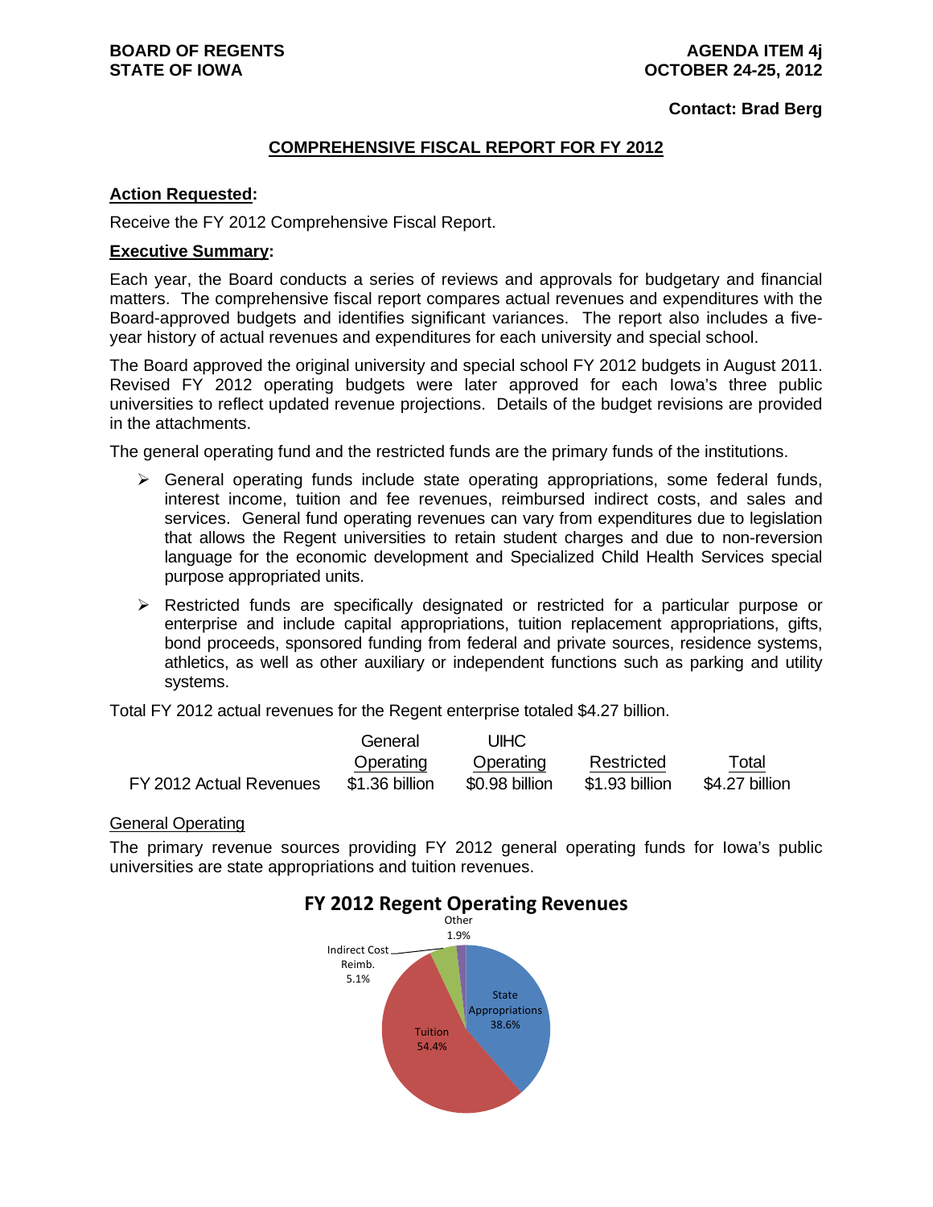**BOARD OF REGENTS**
**STATE OF IOWA**

**AGENDA ITEM 4j**
**OCTOBER 24-25, 2012**

**Contact: Brad Berg**

## COMPREHENSIVE FISCAL REPORT FOR FY 2012

**Action Requested:**

Receive the FY 2012 Comprehensive Fiscal Report.

**Executive Summary:**

Each year, the Board conducts a series of reviews and approvals for budgetary and financial matters. The comprehensive fiscal report compares actual revenues and expenditures with the Board-approved budgets and identifies significant variances. The report also includes a five-year history of actual revenues and expenditures for each university and special school.

The Board approved the original university and special school FY 2012 budgets in August 2011. Revised FY 2012 operating budgets were later approved for each Iowa's three public universities to reflect updated revenue projections. Details of the budget revisions are provided in the attachments.

The general operating fund and the restricted funds are the primary funds of the institutions.

- General operating funds include state operating appropriations, some federal funds, interest income, tuition and fee revenues, reimbursed indirect costs, and sales and services. General fund operating revenues can vary from expenditures due to legislation that allows the Regent universities to retain student charges and due to non-reversion language for the economic development and Specialized Child Health Services special purpose appropriated units.
- Restricted funds are specifically designated or restricted for a particular purpose or enterprise and include capital appropriations, tuition replacement appropriations, gifts, bond proceeds, sponsored funding from federal and private sources, residence systems, athletics, as well as other auxiliary or independent functions such as parking and utility systems.

Total FY 2012 actual revenues for the Regent enterprise totaled $4.27 billion.

| | General Operating | UIHC Operating | Restricted | Total |
|---|---|---|---|---|
| FY 2012 Actual Revenues | $1.36 billion | $0.98 billion | $1.93 billion | $4.27 billion |

General Operating

The primary revenue sources providing FY 2012 general operating funds for Iowa's public universities are state appropriations and tuition revenues.

**FY 2012 Regent Operating Revenues**

| Source | Percent |
|---|---|
| State Appropriations | 38.6% |
| Tuition | 54.4% |
| Indirect Cost Reimb. | 5.1% |
| Other | 1.9% |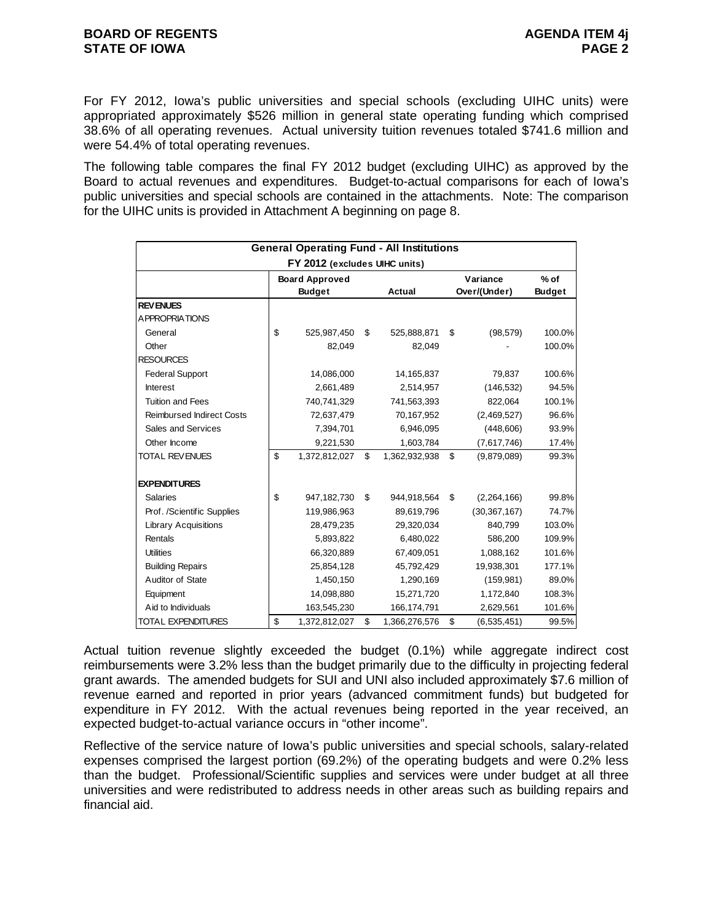For FY 2012, Iowa's public universities and special schools (excluding UIHC units) were appropriated approximately $526 million in general state operating funding which comprised 38.6% of all operating revenues. Actual university tuition revenues totaled $741.6 million and were 54.4% of total operating revenues.

The following table compares the final FY 2012 budget (excluding UIHC) as approved by the Board to actual revenues and expenditures. Budget-to-actual comparisons for each of Iowa's public universities and special schools are contained in the attachments. Note: The comparison for the UIHC units is provided in Attachment A beginning on page 8.

| General Operating Fund - All Institutions | | | | |
|---|---|---|---|---|
| **FY 2012 (excludes UIHC units)** | | | | |
| | **Board Approved Budget** | **Actual** | **Variance Over/(Under)** | **% of Budget** |
| **REVENUES** | | | | |
| APPROPRIATIONS | | | | |
| General | $ 525,987,450 | $ 525,888,871 | $ (98,579) | 100.0% |
| Other | 82,049 | 82,049 | - | 100.0% |
| RESOURCES | | | | |
| Federal Support | 14,086,000 | 14,165,837 | 79,837 | 100.6% |
| Interest | 2,661,489 | 2,514,957 | (146,532) | 94.5% |
| Tuition and Fees | 740,741,329 | 741,563,393 | 822,064 | 100.1% |
| Reimbursed Indirect Costs | 72,637,479 | 70,167,952 | (2,469,527) | 96.6% |
| Sales and Services | 7,394,701 | 6,946,095 | (448,606) | 93.9% |
| Other Income | 9,221,530 | 1,603,784 | (7,617,746) | 17.4% |
| TOTAL REVENUES | $ 1,372,812,027 | $ 1,362,932,938 | $ (9,879,089) | 99.3% |
| | | | | |
| **EXPENDITURES** | | | | |
| Salaries | $ 947,182,730 | $ 944,918,564 | $ (2,264,166) | 99.8% |
| Prof. /Scientific Supplies | 119,986,963 | 89,619,796 | (30,367,167) | 74.7% |
| Library Acquisitions | 28,479,235 | 29,320,034 | 840,799 | 103.0% |
| Rentals | 5,893,822 | 6,480,022 | 586,200 | 109.9% |
| Utilities | 66,320,889 | 67,409,051 | 1,088,162 | 101.6% |
| Building Repairs | 25,854,128 | 45,792,429 | 19,938,301 | 177.1% |
| Auditor of State | 1,450,150 | 1,290,169 | (159,981) | 89.0% |
| Equipment | 14,098,880 | 15,271,720 | 1,172,840 | 108.3% |
| Aid to Individuals | 163,545,230 | 166,174,791 | 2,629,561 | 101.6% |
| TOTAL EXPENDITURES | $ 1,372,812,027 | $ 1,366,276,576 | $ (6,535,451) | 99.5% |

Actual tuition revenue slightly exceeded the budget (0.1%) while aggregate indirect cost reimbursements were 3.2% less than the budget primarily due to the difficulty in projecting federal grant awards. The amended budgets for SUI and UNI also included approximately $7.6 million of revenue earned and reported in prior years (advanced commitment funds) but budgeted for expenditure in FY 2012. With the actual revenues being reported in the year received, an expected budget-to-actual variance occurs in "other income".

Reflective of the service nature of Iowa's public universities and special schools, salary-related expenses comprised the largest portion (69.2%) of the operating budgets and were 0.2% less than the budget. Professional/Scientific supplies and services were under budget at all three universities and were redistributed to address needs in other areas such as building repairs and financial aid.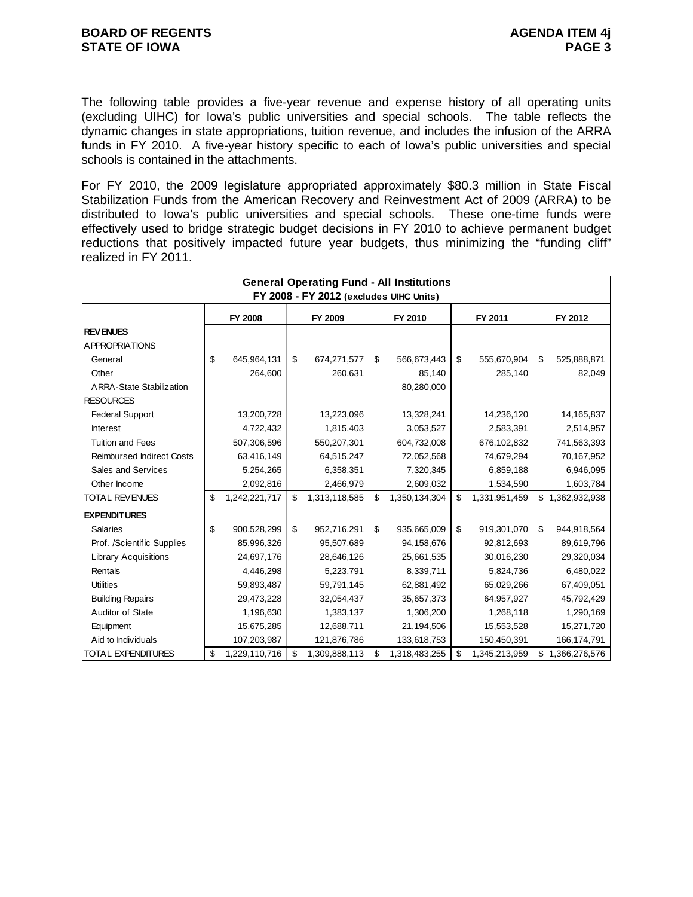The following table provides a five-year revenue and expense history of all operating units (excluding UIHC) for Iowa's public universities and special schools. The table reflects the dynamic changes in state appropriations, tuition revenue, and includes the infusion of the ARRA funds in FY 2010. A five-year history specific to each of Iowa's public universities and special schools is contained in the attachments.

For FY 2010, the 2009 legislature appropriated approximately $80.3 million in State Fiscal Stabilization Funds from the American Recovery and Reinvestment Act of 2009 (ARRA) to be distributed to Iowa's public universities and special schools. These one-time funds were effectively used to bridge strategic budget decisions in FY 2010 to achieve permanent budget reductions that positively impacted future year budgets, thus minimizing the "funding cliff" realized in FY 2011.

**General Operating Fund - All Institutions**
**FY 2008 - FY 2012 (excludes UIHC Units)**

| | FY 2008 | FY 2009 | FY 2010 | FY 2011 | FY 2012 |
|---|---|---|---|---|---|
| **REVENUES** | | | | | |
| APPROPRIATIONS | | | | | |
| General | $ 645,964,131 | $ 674,271,577 | $ 566,673,443 | $ 555,670,904 | $ 525,888,871 |
| Other | 264,600 | 260,631 | 85,140 | 285,140 | 82,049 |
| ARRA-State Stabilization | | | 80,280,000 | | |
| RESOURCES | | | | | |
| Federal Support | 13,200,728 | 13,223,096 | 13,328,241 | 14,236,120 | 14,165,837 |
| Interest | 4,722,432 | 1,815,403 | 3,053,527 | 2,583,391 | 2,514,957 |
| Tuition and Fees | 507,306,596 | 550,207,301 | 604,732,008 | 676,102,832 | 741,563,393 |
| Reimbursed Indirect Costs | 63,416,149 | 64,515,247 | 72,052,568 | 74,679,294 | 70,167,952 |
| Sales and Services | 5,254,265 | 6,358,351 | 7,320,345 | 6,859,188 | 6,946,095 |
| Other Income | 2,092,816 | 2,466,979 | 2,609,032 | 1,534,590 | 1,603,784 |
| TOTAL REVENUES | $ 1,242,221,717 | $ 1,313,118,585 | $ 1,350,134,304 | $ 1,331,951,459 | $ 1,362,932,938 |
| **EXPENDITURES** | | | | | |
| Salaries | $ 900,528,299 | $ 952,716,291 | $ 935,665,009 | $ 919,301,070 | $ 944,918,564 |
| Prof. /Scientific Supplies | 85,996,326 | 95,507,689 | 94,158,676 | 92,812,693 | 89,619,796 |
| Library Acquisitions | 24,697,176 | 28,646,126 | 25,661,535 | 30,016,230 | 29,320,034 |
| Rentals | 4,446,298 | 5,223,791 | 8,339,711 | 5,824,736 | 6,480,022 |
| Utilities | 59,893,487 | 59,791,145 | 62,881,492 | 65,029,266 | 67,409,051 |
| Building Repairs | 29,473,228 | 32,054,437 | 35,657,373 | 64,957,927 | 45,792,429 |
| Auditor of State | 1,196,630 | 1,383,137 | 1,306,200 | 1,268,118 | 1,290,169 |
| Equipment | 15,675,285 | 12,688,711 | 21,194,506 | 15,553,528 | 15,271,720 |
| Aid to Individuals | 107,203,987 | 121,876,786 | 133,618,753 | 150,450,391 | 166,174,791 |
| TOTAL EXPENDITURES | $ 1,229,110,716 | $ 1,309,888,113 | $ 1,318,483,255 | $ 1,345,213,959 | $ 1,366,276,576 |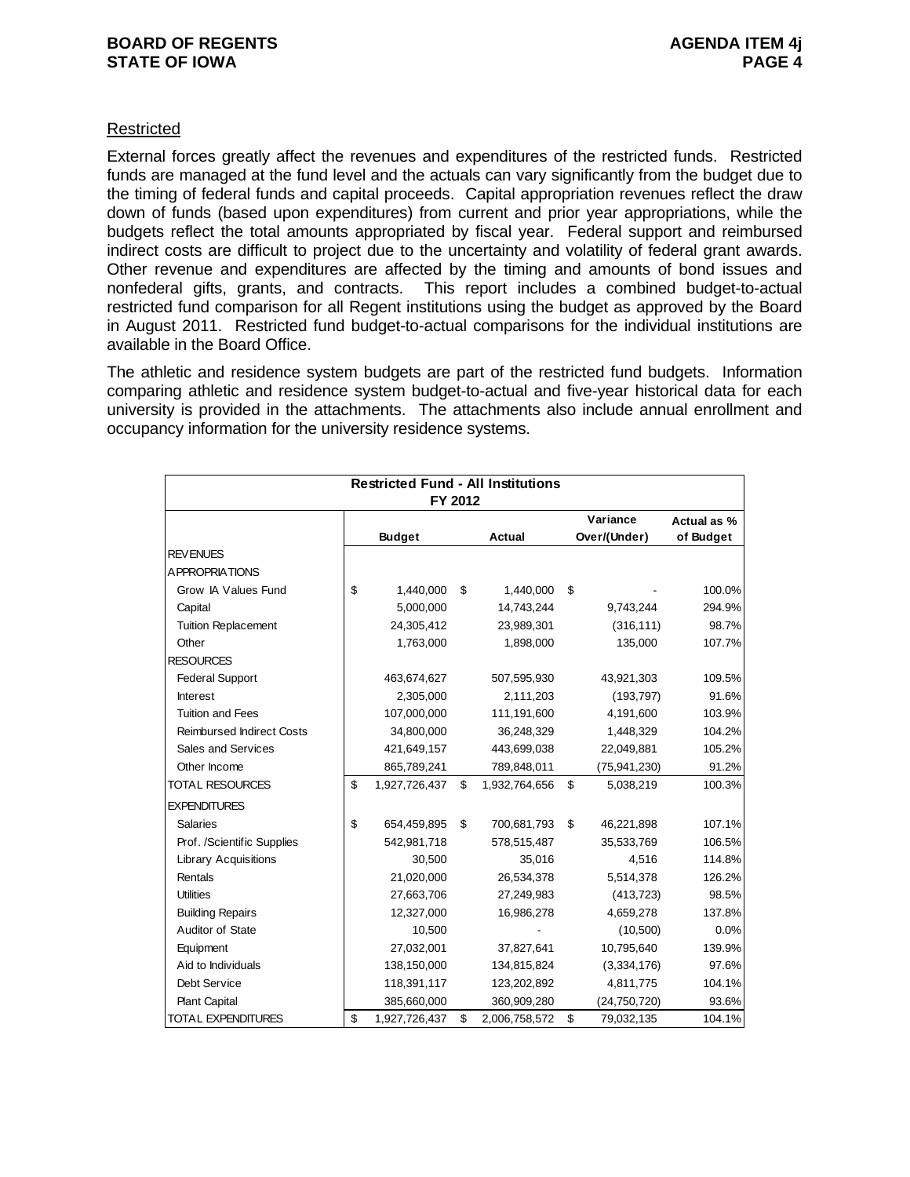Restricted

External forces greatly affect the revenues and expenditures of the restricted funds. Restricted funds are managed at the fund level and the actuals can vary significantly from the budget due to the timing of federal funds and capital proceeds. Capital appropriation revenues reflect the draw down of funds (based upon expenditures) from current and prior year appropriations, while the budgets reflect the total amounts appropriated by fiscal year. Federal support and reimbursed indirect costs are difficult to project due to the uncertainty and volatility of federal grant awards. Other revenue and expenditures are affected by the timing and amounts of bond issues and nonfederal gifts, grants, and contracts. This report includes a combined budget-to-actual restricted fund comparison for all Regent institutions using the budget as approved by the Board in August 2011. Restricted fund budget-to-actual comparisons for the individual institutions are available in the Board Office.

The athletic and residence system budgets are part of the restricted fund budgets. Information comparing athletic and residence system budget-to-actual and five-year historical data for each university is provided in the attachments. The attachments also include annual enrollment and occupancy information for the university residence systems.

**Restricted Fund - All Institutions**
**FY 2012**

| | Budget | Actual | Variance Over/(Under) | Actual as % of Budget |
|---|---|---|---|---|
| REVENUES | | | | |
| APPROPRIATIONS | | | | |
| Grow IA Values Fund | $ 1,440,000 | $ 1,440,000 | $ - | 100.0% |
| Capital | 5,000,000 | 14,743,244 | 9,743,244 | 294.9% |
| Tuition Replacement | 24,305,412 | 23,989,301 | (316,111) | 98.7% |
| Other | 1,763,000 | 1,898,000 | 135,000 | 107.7% |
| RESOURCES | | | | |
| Federal Support | 463,674,627 | 507,595,930 | 43,921,303 | 109.5% |
| Interest | 2,305,000 | 2,111,203 | (193,797) | 91.6% |
| Tuition and Fees | 107,000,000 | 111,191,600 | 4,191,600 | 103.9% |
| Reimbursed Indirect Costs | 34,800,000 | 36,248,329 | 1,448,329 | 104.2% |
| Sales and Services | 421,649,157 | 443,699,038 | 22,049,881 | 105.2% |
| Other Income | 865,789,241 | 789,848,011 | (75,941,230) | 91.2% |
| TOTAL RESOURCES | $ 1,927,726,437 | $ 1,932,764,656 | $ 5,038,219 | 100.3% |
| EXPENDITURES | | | | |
| Salaries | $ 654,459,895 | $ 700,681,793 | $ 46,221,898 | 107.1% |
| Prof. /Scientific Supplies | 542,981,718 | 578,515,487 | 35,533,769 | 106.5% |
| Library Acquisitions | 30,500 | 35,016 | 4,516 | 114.8% |
| Rentals | 21,020,000 | 26,534,378 | 5,514,378 | 126.2% |
| Utilities | 27,663,706 | 27,249,983 | (413,723) | 98.5% |
| Building Repairs | 12,327,000 | 16,986,278 | 4,659,278 | 137.8% |
| Auditor of State | 10,500 | - | (10,500) | 0.0% |
| Equipment | 27,032,001 | 37,827,641 | 10,795,640 | 139.9% |
| Aid to Individuals | 138,150,000 | 134,815,824 | (3,334,176) | 97.6% |
| Debt Service | 118,391,117 | 123,202,892 | 4,811,775 | 104.1% |
| Plant Capital | 385,660,000 | 360,909,280 | (24,750,720) | 93.6% |
| TOTAL EXPENDITURES | $ 1,927,726,437 | $ 2,006,758,572 | $ 79,032,135 | 104.1% |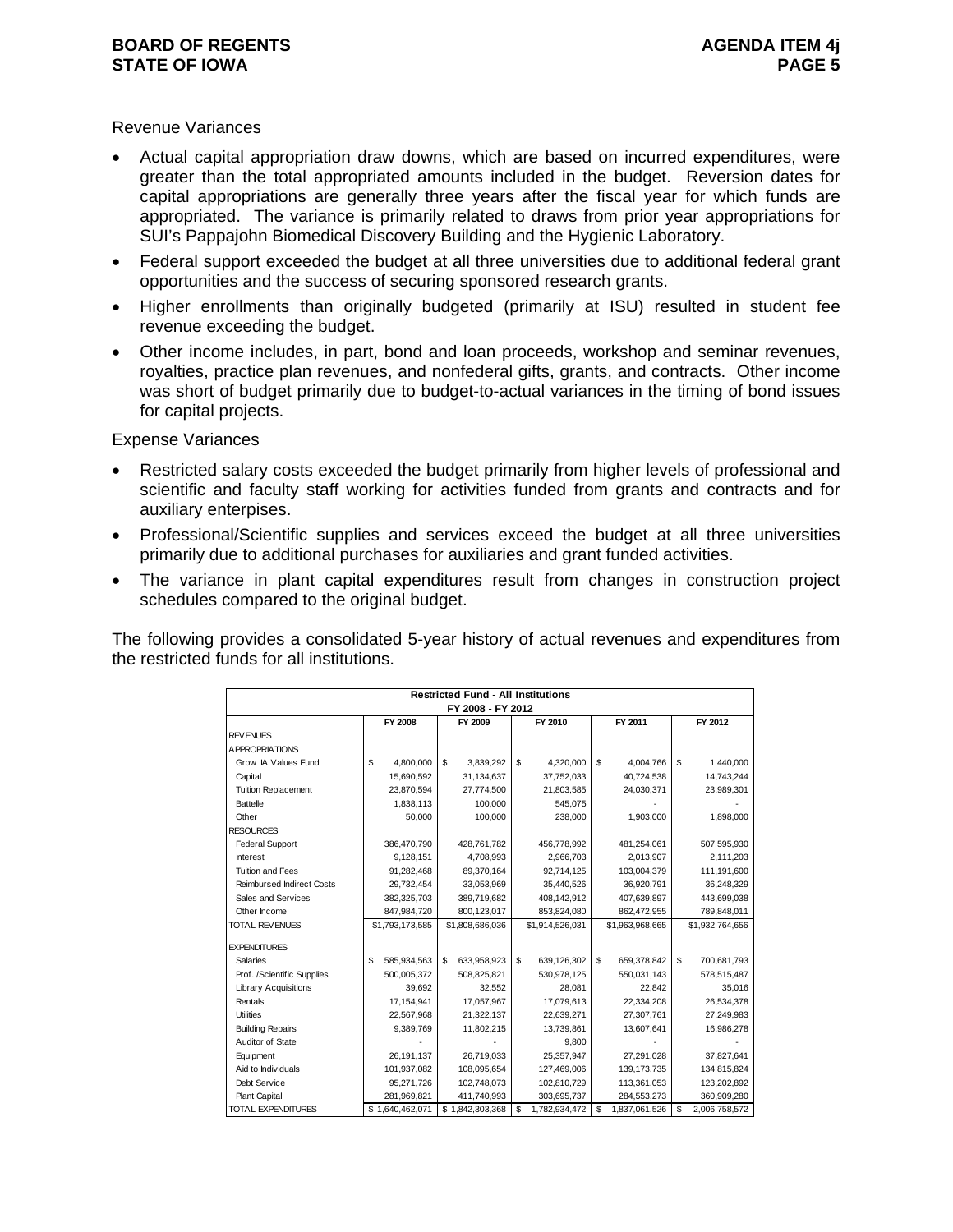Revenue Variances

- Actual capital appropriation draw downs, which are based on incurred expenditures, were greater than the total appropriated amounts included in the budget. Reversion dates for capital appropriations are generally three years after the fiscal year for which funds are appropriated. The variance is primarily related to draws from prior year appropriations for SUI's Pappajohn Biomedical Discovery Building and the Hygienic Laboratory.
- Federal support exceeded the budget at all three universities due to additional federal grant opportunities and the success of securing sponsored research grants.
- Higher enrollments than originally budgeted (primarily at ISU) resulted in student fee revenue exceeding the budget.
- Other income includes, in part, bond and loan proceeds, workshop and seminar revenues, royalties, practice plan revenues, and nonfederal gifts, grants, and contracts. Other income was short of budget primarily due to budget-to-actual variances in the timing of bond issues for capital projects.

Expense Variances

- Restricted salary costs exceeded the budget primarily from higher levels of professional and scientific and faculty staff working for activities funded from grants and contracts and for auxiliary enterprises.
- Professional/Scientific supplies and services exceed the budget at all three universities primarily due to additional purchases for auxiliaries and grant funded activities.
- The variance in plant capital expenditures result from changes in construction project schedules compared to the original budget.

The following provides a consolidated 5-year history of actual revenues and expenditures from the restricted funds for all institutions.

**Restricted Fund - All Institutions**
**FY 2008 - FY 2012**

| | FY 2008 | FY 2009 | FY 2010 | FY 2011 | FY 2012 |
|---|---|---|---|---|---|
| REVENUES | | | | | |
| APPROPRIATIONS | | | | | |
| Grow IA Values Fund | $ 4,800,000 | $ 3,839,292 | $ 4,320,000 | $ 4,004,766 | $ 1,440,000 |
| Capital | 15,690,592 | 31,134,637 | 37,752,033 | 40,724,538 | 14,743,244 |
| Tuition Replacement | 23,870,594 | 27,774,500 | 21,803,585 | 24,030,371 | 23,989,301 |
| Battelle | 1,838,113 | 100,000 | 545,075 | - | - |
| Other | 50,000 | 100,000 | 238,000 | 1,903,000 | 1,898,000 |
| RESOURCES | | | | | |
| Federal Support | 386,470,790 | 428,761,782 | 456,778,992 | 481,254,061 | 507,595,930 |
| Interest | 9,128,151 | 4,708,993 | 2,966,703 | 2,013,907 | 2,111,203 |
| Tuition and Fees | 91,282,468 | 89,370,164 | 92,714,125 | 103,004,379 | 111,191,600 |
| Reimbursed Indirect Costs | 29,732,454 | 33,053,969 | 35,440,526 | 36,920,791 | 36,248,329 |
| Sales and Services | 382,325,703 | 389,719,682 | 408,142,912 | 407,639,897 | 443,699,038 |
| Other Income | 847,984,720 | 800,123,017 | 853,824,080 | 862,472,955 | 789,848,011 |
| TOTAL REVENUES | $1,793,173,585 | $1,808,686,036 | $1,914,526,031 | $1,963,968,665 | $1,932,764,656 |
| EXPENDITURES | | | | | |
| Salaries | $ 585,934,563 | $ 633,958,923 | $ 639,126,302 | $ 659,378,842 | $ 700,681,793 |
| Prof. /Scientific Supplies | 500,005,372 | 508,825,821 | 530,978,125 | 550,031,143 | 578,515,487 |
| Library Acquisitions | 39,692 | 32,552 | 28,081 | 22,842 | 35,016 |
| Rentals | 17,154,941 | 17,057,967 | 17,079,613 | 22,334,208 | 26,534,378 |
| Utilities | 22,567,968 | 21,322,137 | 22,639,271 | 27,307,761 | 27,249,983 |
| Building Repairs | 9,389,769 | 11,802,215 | 13,739,861 | 13,607,641 | 16,986,278 |
| Auditor of State | - | - | 9,800 | - | - |
| Equipment | 26,191,137 | 26,719,033 | 25,357,947 | 27,291,028 | 37,827,641 |
| Aid to Individuals | 101,937,082 | 108,095,654 | 127,469,006 | 139,173,735 | 134,815,824 |
| Debt Service | 95,271,726 | 102,748,073 | 102,810,729 | 113,361,053 | 123,202,892 |
| Plant Capital | 281,969,821 | 411,740,993 | 303,695,737 | 284,553,273 | 360,909,280 |
| TOTAL EXPENDITURES | $ 1,640,462,071 | $ 1,842,303,368 | $ 1,782,934,472 | $ 1,837,061,526 | $ 2,006,758,572 |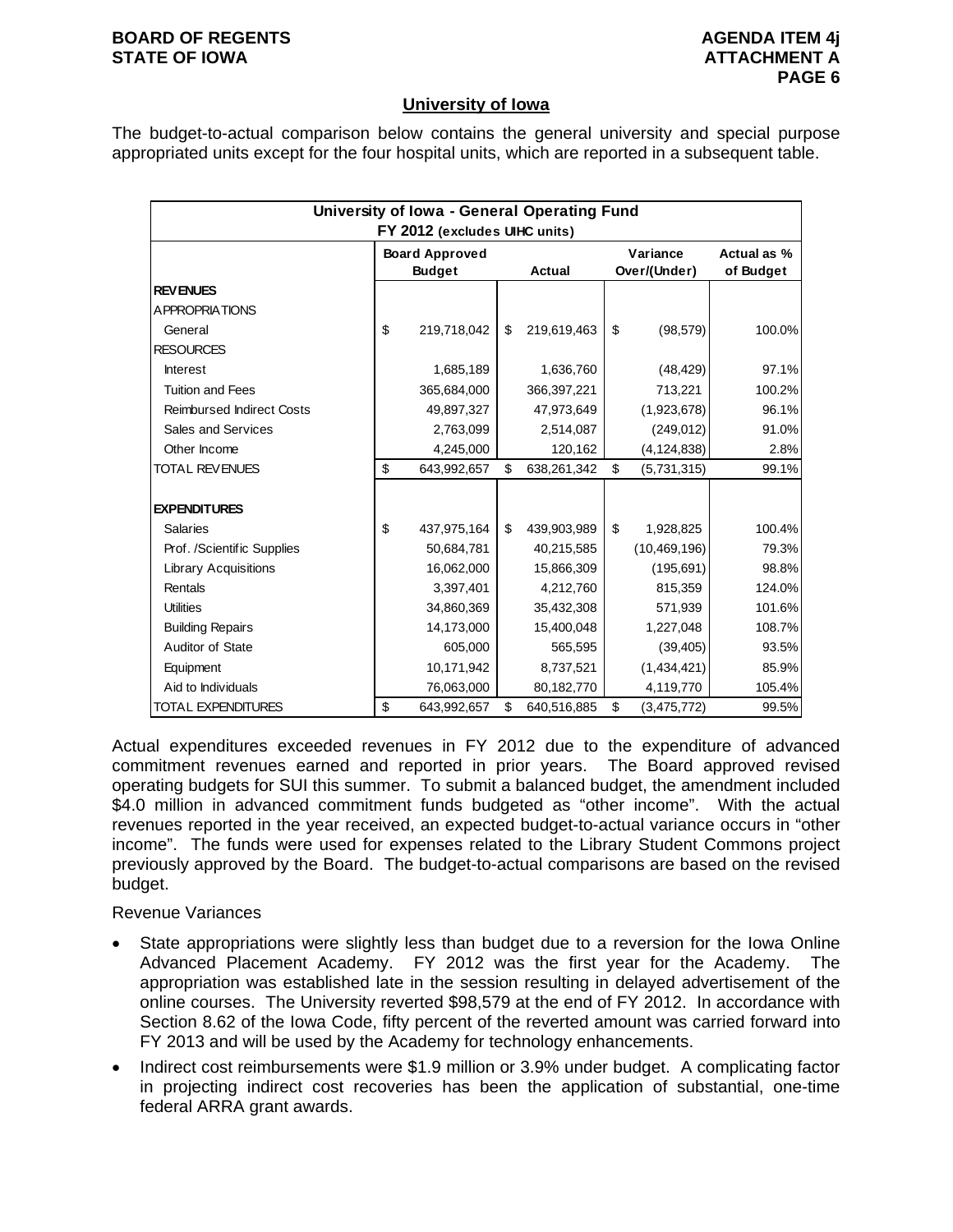## University of Iowa

The budget-to-actual comparison below contains the general university and special purpose appropriated units except for the four hospital units, which are reported in a subsequent table.

| University of Iowa - General Operating Fund FY 2012 (excludes UIHC units) | | | | |
|---|---|---|---|---|
| | Board Approved Budget | Actual | Variance Over/(Under) | Actual as % of Budget |
| **REVENUES** | | | | |
| APPROPRIATIONS | | | | |
| General | $ 219,718,042 | $ 219,619,463 | $ (98,579) | 100.0% |
| RESOURCES | | | | |
| Interest | 1,685,189 | 1,636,760 | (48,429) | 97.1% |
| Tuition and Fees | 365,684,000 | 366,397,221 | 713,221 | 100.2% |
| Reimbursed Indirect Costs | 49,897,327 | 47,973,649 | (1,923,678) | 96.1% |
| Sales and Services | 2,763,099 | 2,514,087 | (249,012) | 91.0% |
| Other Income | 4,245,000 | 120,162 | (4,124,838) | 2.8% |
| TOTAL REVENUES | $ 643,992,657 | $ 638,261,342 | $ (5,731,315) | 99.1% |
| **EXPENDITURES** | | | | |
| Salaries | $ 437,975,164 | $ 439,903,989 | $ 1,928,825 | 100.4% |
| Prof. /Scientific Supplies | 50,684,781 | 40,215,585 | (10,469,196) | 79.3% |
| Library Acquisitions | 16,062,000 | 15,866,309 | (195,691) | 98.8% |
| Rentals | 3,397,401 | 4,212,760 | 815,359 | 124.0% |
| Utilities | 34,860,369 | 35,432,308 | 571,939 | 101.6% |
| Building Repairs | 14,173,000 | 15,400,048 | 1,227,048 | 108.7% |
| Auditor of State | 605,000 | 565,595 | (39,405) | 93.5% |
| Equipment | 10,171,942 | 8,737,521 | (1,434,421) | 85.9% |
| Aid to Individuals | 76,063,000 | 80,182,770 | 4,119,770 | 105.4% |
| TOTAL EXPENDITURES | $ 643,992,657 | $ 640,516,885 | $ (3,475,772) | 99.5% |

Actual expenditures exceeded revenues in FY 2012 due to the expenditure of advanced commitment revenues earned and reported in prior years. The Board approved revised operating budgets for SUI this summer. To submit a balanced budget, the amendment included $4.0 million in advanced commitment funds budgeted as "other income". With the actual revenues reported in the year received, an expected budget-to-actual variance occurs in "other income". The funds were used for expenses related to the Library Student Commons project previously approved by the Board. The budget-to-actual comparisons are based on the revised budget.

Revenue Variances

- State appropriations were slightly less than budget due to a reversion for the Iowa Online Advanced Placement Academy. FY 2012 was the first year for the Academy. The appropriation was established late in the session resulting in delayed advertisement of the online courses. The University reverted $98,579 at the end of FY 2012. In accordance with Section 8.62 of the Iowa Code, fifty percent of the reverted amount was carried forward into FY 2013 and will be used by the Academy for technology enhancements.
- Indirect cost reimbursements were $1.9 million or 3.9% under budget. A complicating factor in projecting indirect cost recoveries has been the application of substantial, one-time federal ARRA grant awards.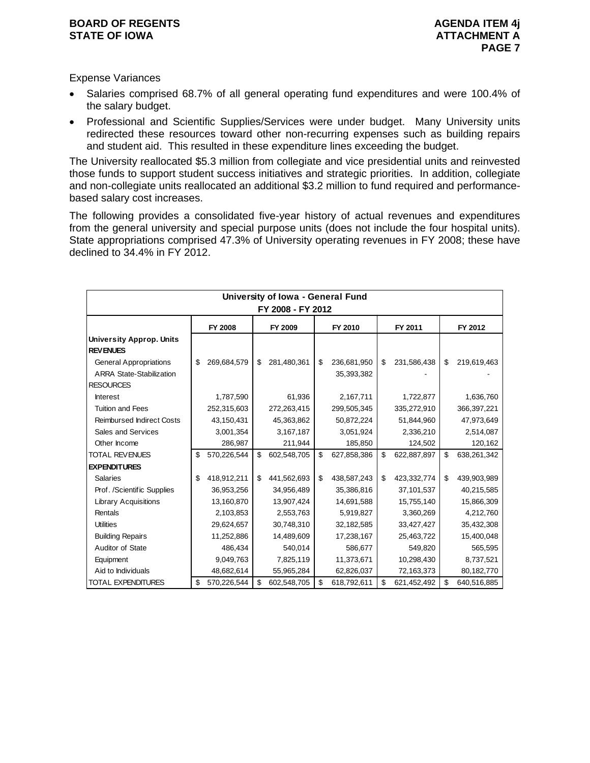Expense Variances

- Salaries comprised 68.7% of all general operating fund expenditures and were 100.4% of the salary budget.
- Professional and Scientific Supplies/Services were under budget. Many University units redirected these resources toward other non-recurring expenses such as building repairs and student aid. This resulted in these expenditure lines exceeding the budget.

The University reallocated $5.3 million from collegiate and vice presidential units and reinvested those funds to support student success initiatives and strategic priorities. In addition, collegiate and non-collegiate units reallocated an additional $3.2 million to fund required and performance-based salary cost increases.

The following provides a consolidated five-year history of actual revenues and expenditures from the general university and special purpose units (does not include the four hospital units). State appropriations comprised 47.3% of University operating revenues in FY 2008; these have declined to 34.4% in FY 2012.

| University of Iowa - General Fund<br>FY 2008 - FY 2012 | | | | | |
|---|---|---|---|---|---|
| | FY 2008 | FY 2009 | FY 2010 | FY 2011 | FY 2012 |
| **University Approp. Units** | | | | | |
| **REVENUES** | | | | | |
| General Appropriations | $ 269,684,579 | $ 281,480,361 | $ 236,681,950 | $ 231,586,438 | $ 219,619,463 |
| ARRA State-Stabilization | | | 35,393,382 | - | - |
| RESOURCES | | | | | |
| Interest | 1,787,590 | 61,936 | 2,167,711 | 1,722,877 | 1,636,760 |
| Tuition and Fees | 252,315,603 | 272,263,415 | 299,505,345 | 335,272,910 | 366,397,221 |
| Reimbursed Indirect Costs | 43,150,431 | 45,363,862 | 50,872,224 | 51,844,960 | 47,973,649 |
| Sales and Services | 3,001,354 | 3,167,187 | 3,051,924 | 2,336,210 | 2,514,087 |
| Other Income | 286,987 | 211,944 | 185,850 | 124,502 | 120,162 |
| TOTAL REVENUES | $ 570,226,544 | $ 602,548,705 | $ 627,858,386 | $ 622,887,897 | $ 638,261,342 |
| **EXPENDITURES** | | | | | |
| Salaries | $ 418,912,211 | $ 441,562,693 | $ 438,587,243 | $ 423,332,774 | $ 439,903,989 |
| Prof. /Scientific Supplies | 36,953,256 | 34,956,489 | 35,386,816 | 37,101,537 | 40,215,585 |
| Library Acquisitions | 13,160,870 | 13,907,424 | 14,691,588 | 15,755,140 | 15,866,309 |
| Rentals | 2,103,853 | 2,553,763 | 5,919,827 | 3,360,269 | 4,212,760 |
| Utilities | 29,624,657 | 30,748,310 | 32,182,585 | 33,427,427 | 35,432,308 |
| Building Repairs | 11,252,886 | 14,489,609 | 17,238,167 | 25,463,722 | 15,400,048 |
| Auditor of State | 486,434 | 540,014 | 586,677 | 549,820 | 565,595 |
| Equipment | 9,049,763 | 7,825,119 | 11,373,671 | 10,298,430 | 8,737,521 |
| Aid to Individuals | 48,682,614 | 55,965,284 | 62,826,037 | 72,163,373 | 80,182,770 |
| TOTAL EXPENDITURES | $ 570,226,544 | $ 602,548,705 | $ 618,792,611 | $ 621,452,492 | $ 640,516,885 |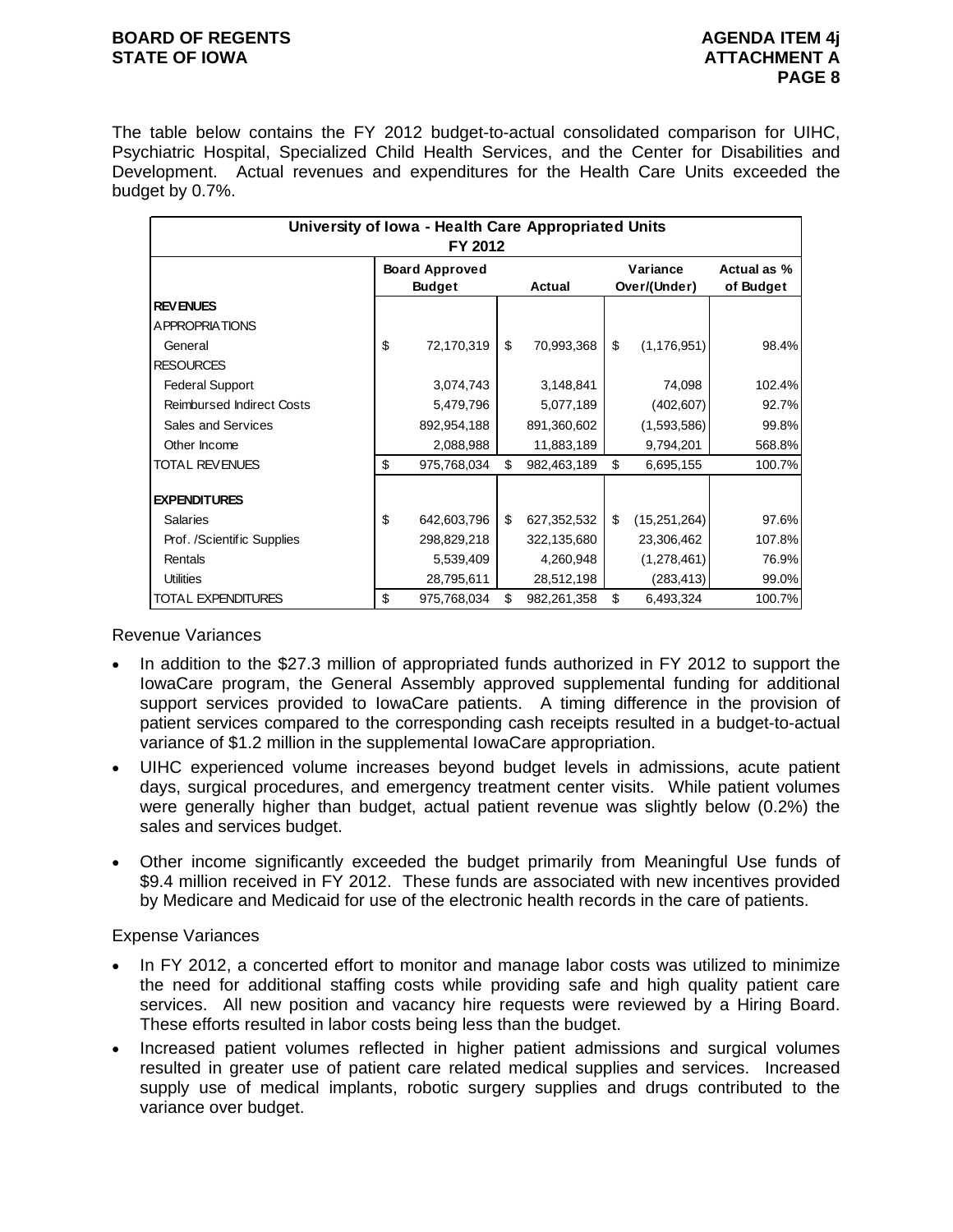The table below contains the FY 2012 budget-to-actual consolidated comparison for UIHC, Psychiatric Hospital, Specialized Child Health Services, and the Center for Disabilities and Development. Actual revenues and expenditures for the Health Care Units exceeded the budget by 0.7%.

| University of Iowa - Health Care Appropriated Units FY 2012 | | | | |
|---|---|---|---|---|
| | Board Approved Budget | Actual | Variance Over/(Under) | Actual as % of Budget |
| **REVENUES** | | | | |
| APPROPRIATIONS | | | | |
| General | $ 72,170,319 | $ 70,993,368 | $ (1,176,951) | 98.4% |
| RESOURCES | | | | |
| Federal Support | 3,074,743 | 3,148,841 | 74,098 | 102.4% |
| Reimbursed Indirect Costs | 5,479,796 | 5,077,189 | (402,607) | 92.7% |
| Sales and Services | 892,954,188 | 891,360,602 | (1,593,586) | 99.8% |
| Other Income | 2,088,988 | 11,883,189 | 9,794,201 | 568.8% |
| TOTAL REVENUES | $ 975,768,034 | $ 982,463,189 | $ 6,695,155 | 100.7% |
| **EXPENDITURES** | | | | |
| Salaries | $ 642,603,796 | $ 627,352,532 | $ (15,251,264) | 97.6% |
| Prof. /Scientific Supplies | 298,829,218 | 322,135,680 | 23,306,462 | 107.8% |
| Rentals | 5,539,409 | 4,260,948 | (1,278,461) | 76.9% |
| Utilities | 28,795,611 | 28,512,198 | (283,413) | 99.0% |
| TOTAL EXPENDITURES | $ 975,768,034 | $ 982,261,358 | $ 6,493,324 | 100.7% |

Revenue Variances

- In addition to the $27.3 million of appropriated funds authorized in FY 2012 to support the IowaCare program, the General Assembly approved supplemental funding for additional support services provided to IowaCare patients. A timing difference in the provision of patient services compared to the corresponding cash receipts resulted in a budget-to-actual variance of $1.2 million in the supplemental IowaCare appropriation.
- UIHC experienced volume increases beyond budget levels in admissions, acute patient days, surgical procedures, and emergency treatment center visits. While patient volumes were generally higher than budget, actual patient revenue was slightly below (0.2%) the sales and services budget.
- Other income significantly exceeded the budget primarily from Meaningful Use funds of $9.4 million received in FY 2012. These funds are associated with new incentives provided by Medicare and Medicaid for use of the electronic health records in the care of patients.

Expense Variances

- In FY 2012, a concerted effort to monitor and manage labor costs was utilized to minimize the need for additional staffing costs while providing safe and high quality patient care services. All new position and vacancy hire requests were reviewed by a Hiring Board. These efforts resulted in labor costs being less than the budget.
- Increased patient volumes reflected in higher patient admissions and surgical volumes resulted in greater use of patient care related medical supplies and services. Increased supply use of medical implants, robotic surgery supplies and drugs contributed to the variance over budget.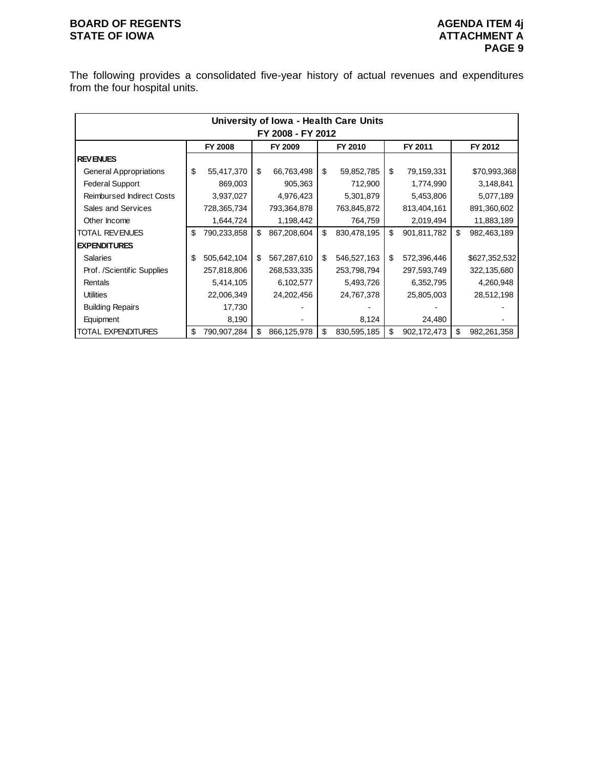The following provides a consolidated five-year history of actual revenues and expenditures from the four hospital units.

| University of Iowa - Health Care Units FY 2008 - FY 2012 | | | | | |
|---|---|---|---|---|---|
| | FY 2008 | FY 2009 | FY 2010 | FY 2011 | FY 2012 |
| **REVENUES** | | | | | |
| General Appropriations | $ 55,417,370 | $ 66,763,498 | $ 59,852,785 | $ 79,159,331 | $70,993,368 |
| Federal Support | 869,003 | 905,363 | 712,900 | 1,774,990 | 3,148,841 |
| Reimbursed Indirect Costs | 3,937,027 | 4,976,423 | 5,301,879 | 5,453,806 | 5,077,189 |
| Sales and Services | 728,365,734 | 793,364,878 | 763,845,872 | 813,404,161 | 891,360,602 |
| Other Income | 1,644,724 | 1,198,442 | 764,759 | 2,019,494 | 11,883,189 |
| TOTAL REVENUES | $ 790,233,858 | $ 867,208,604 | $ 830,478,195 | $ 901,811,782 | $ 982,463,189 |
| **EXPENDITURES** | | | | | |
| Salaries | $ 505,642,104 | $ 567,287,610 | $ 546,527,163 | $ 572,396,446 | $627,352,532 |
| Prof. /Scientific Supplies | 257,818,806 | 268,533,335 | 253,798,794 | 297,593,749 | 322,135,680 |
| Rentals | 5,414,105 | 6,102,577 | 5,493,726 | 6,352,795 | 4,260,948 |
| Utilities | 22,006,349 | 24,202,456 | 24,767,378 | 25,805,003 | 28,512,198 |
| Building Repairs | 17,730 | - | - | - | - |
| Equipment | 8,190 | - | 8,124 | 24,480 | - |
| TOTAL EXPENDITURES | $ 790,907,284 | $ 866,125,978 | $ 830,595,185 | $ 902,172,473 | $ 982,261,358 |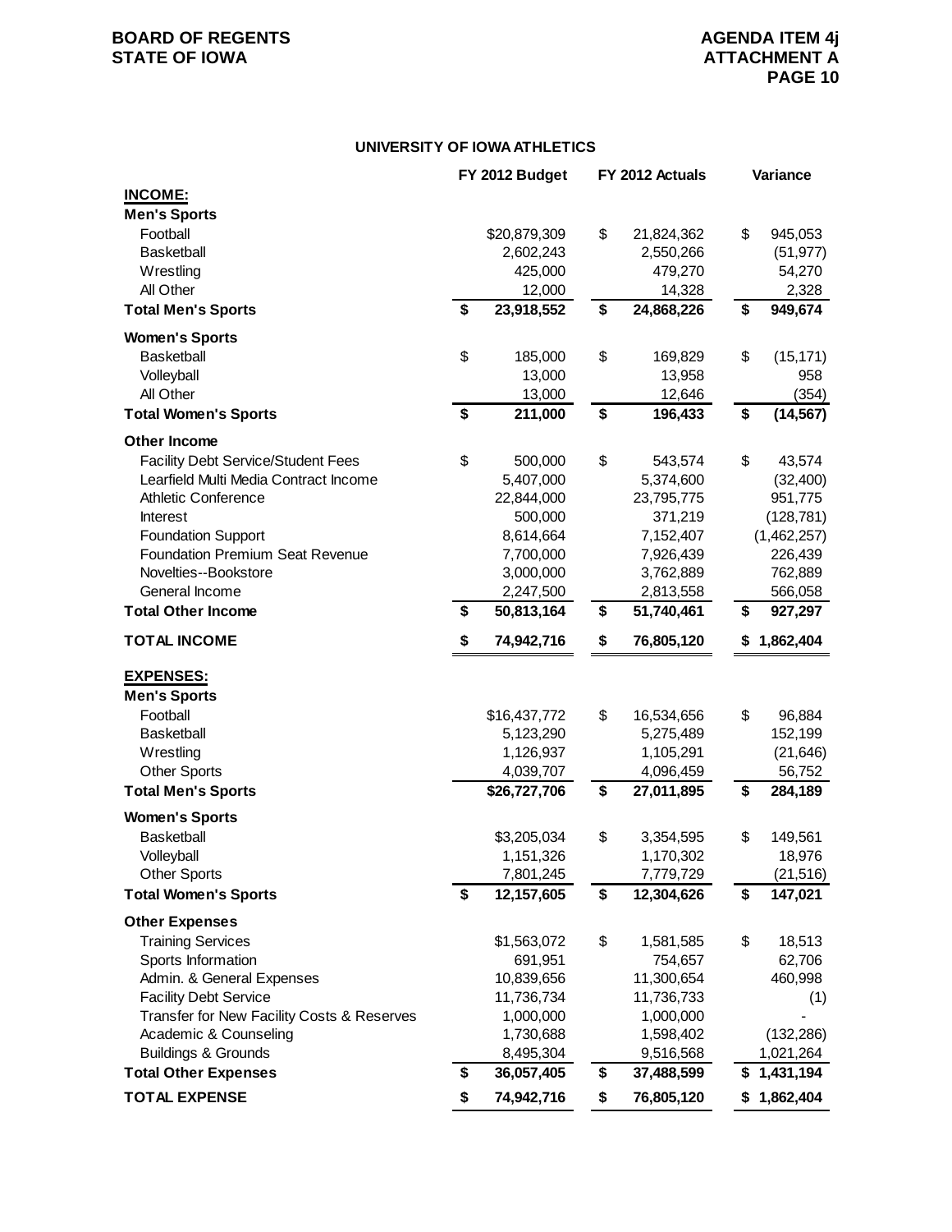## UNIVERSITY OF IOWA ATHLETICS

| | FY 2012 Budget | FY 2012 Actuals | Variance |
|---|---|---|---|
| **INCOME:** | | | |
| **Men's Sports** | | | |
| Football | $20,879,309 | $ 21,824,362 | $ 945,053 |
| Basketball | 2,602,243 | 2,550,266 | (51,977) |
| Wrestling | 425,000 | 479,270 | 54,270 |
| All Other | 12,000 | 14,328 | 2,328 |
| **Total Men's Sports** | **$ 23,918,552** | **$ 24,868,226** | **$ 949,674** |
| **Women's Sports** | | | |
| Basketball | $ 185,000 | $ 169,829 | $ (15,171) |
| Volleyball | 13,000 | 13,958 | 958 |
| All Other | 13,000 | 12,646 | (354) |
| **Total Women's Sports** | **$ 211,000** | **$ 196,433** | **$ (14,567)** |
| **Other Income** | | | |
| Facility Debt Service/Student Fees | $ 500,000 | $ 543,574 | $ 43,574 |
| Learfield Multi Media Contract Income | 5,407,000 | 5,374,600 | (32,400) |
| Athletic Conference | 22,844,000 | 23,795,775 | 951,775 |
| Interest | 500,000 | 371,219 | (128,781) |
| Foundation Support | 8,614,664 | 7,152,407 | (1,462,257) |
| Foundation Premium Seat Revenue | 7,700,000 | 7,926,439 | 226,439 |
| Novelties--Bookstore | 3,000,000 | 3,762,889 | 762,889 |
| General Income | 2,247,500 | 2,813,558 | 566,058 |
| **Total Other Income** | **$ 50,813,164** | **$ 51,740,461** | **$ 927,297** |
| **TOTAL INCOME** | **$ 74,942,716** | **$ 76,805,120** | **$ 1,862,404** |
| **EXPENSES:** | | | |
| **Men's Sports** | | | |
| Football | $16,437,772 | $ 16,534,656 | $ 96,884 |
| Basketball | 5,123,290 | 5,275,489 | 152,199 |
| Wrestling | 1,126,937 | 1,105,291 | (21,646) |
| Other Sports | 4,039,707 | 4,096,459 | 56,752 |
| **Total Men's Sports** | **$26,727,706** | **$ 27,011,895** | **$ 284,189** |
| **Women's Sports** | | | |
| Basketball | $3,205,034 | $ 3,354,595 | $ 149,561 |
| Volleyball | 1,151,326 | 1,170,302 | 18,976 |
| Other Sports | 7,801,245 | 7,779,729 | (21,516) |
| **Total Women's Sports** | **$ 12,157,605** | **$ 12,304,626** | **$ 147,021** |
| **Other Expenses** | | | |
| Training Services | $1,563,072 | $ 1,581,585 | $ 18,513 |
| Sports Information | 691,951 | 754,657 | 62,706 |
| Admin. & General Expenses | 10,839,656 | 11,300,654 | 460,998 |
| Facility Debt Service | 11,736,734 | 11,736,733 | (1) |
| Transfer for New Facility Costs & Reserves | 1,000,000 | 1,000,000 | - |
| Academic & Counseling | 1,730,688 | 1,598,402 | (132,286) |
| Buildings & Grounds | 8,495,304 | 9,516,568 | 1,021,264 |
| **Total Other Expenses** | **$ 36,057,405** | **$ 37,488,599** | **$ 1,431,194** |
| **TOTAL EXPENSE** | **$ 74,942,716** | **$ 76,805,120** | **$ 1,862,404** |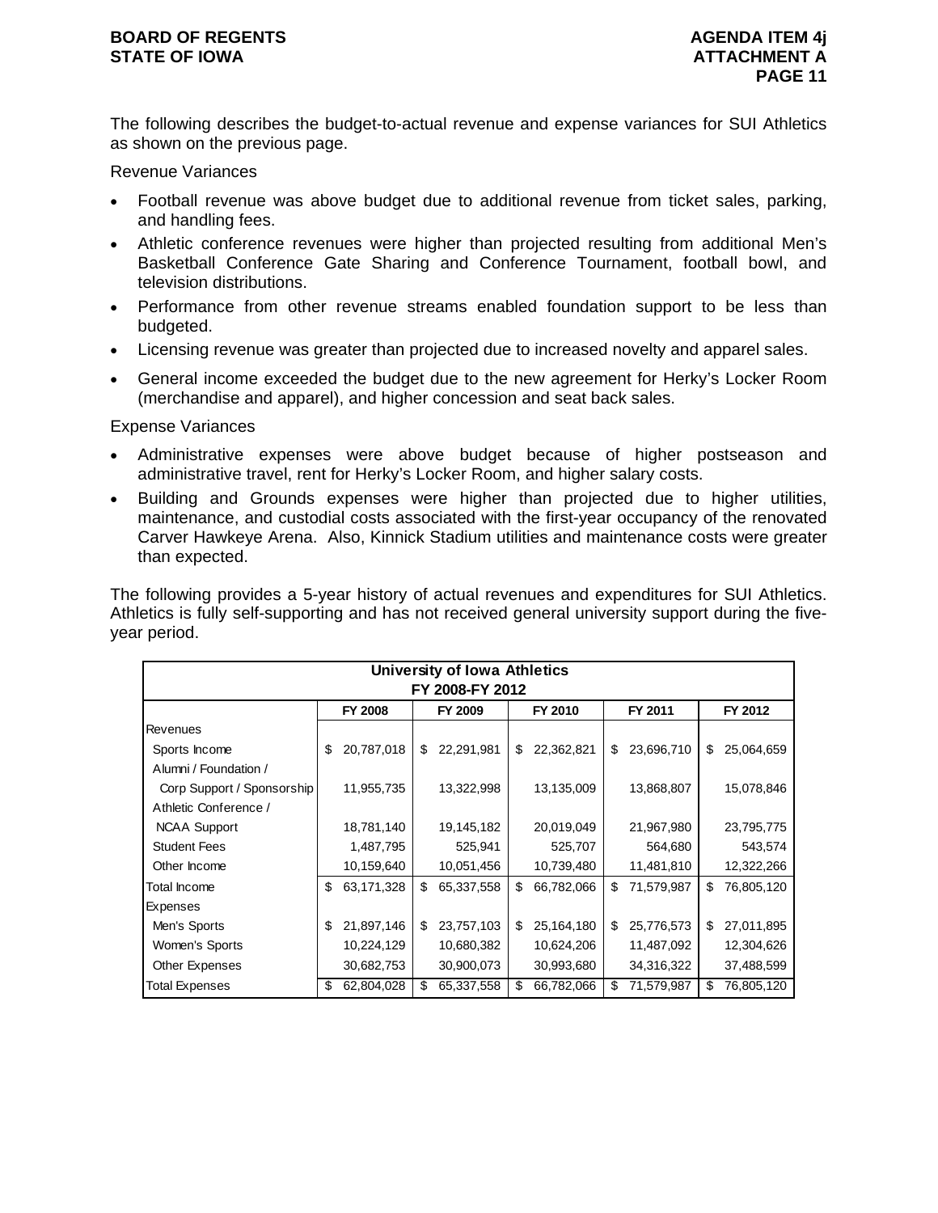The following describes the budget-to-actual revenue and expense variances for SUI Athletics as shown on the previous page.

Revenue Variances

- Football revenue was above budget due to additional revenue from ticket sales, parking, and handling fees.
- Athletic conference revenues were higher than projected resulting from additional Men's Basketball Conference Gate Sharing and Conference Tournament, football bowl, and television distributions.
- Performance from other revenue streams enabled foundation support to be less than budgeted.
- Licensing revenue was greater than projected due to increased novelty and apparel sales.
- General income exceeded the budget due to the new agreement for Herky's Locker Room (merchandise and apparel), and higher concession and seat back sales.

Expense Variances

- Administrative expenses were above budget because of higher postseason and administrative travel, rent for Herky's Locker Room, and higher salary costs.
- Building and Grounds expenses were higher than projected due to higher utilities, maintenance, and custodial costs associated with the first-year occupancy of the renovated Carver Hawkeye Arena. Also, Kinnick Stadium utilities and maintenance costs were greater than expected.

The following provides a 5-year history of actual revenues and expenditures for SUI Athletics. Athletics is fully self-supporting and has not received general university support during the five-year period.

**University of Iowa Athletics**
**FY 2008-FY 2012**

| | FY 2008 | FY 2009 | FY 2010 | FY 2011 | FY 2012 |
|---|---|---|---|---|---|
| Revenues | | | | | |
| Sports Income | $ 20,787,018 | $ 22,291,981 | $ 22,362,821 | $ 23,696,710 | $ 25,064,659 |
| Alumni / Foundation / Corp Support / Sponsorship | 11,955,735 | 13,322,998 | 13,135,009 | 13,868,807 | 15,078,846 |
| Athletic Conference / NCAA Support | 18,781,140 | 19,145,182 | 20,019,049 | 21,967,980 | 23,795,775 |
| Student Fees | 1,487,795 | 525,941 | 525,707 | 564,680 | 543,574 |
| Other Income | 10,159,640 | 10,051,456 | 10,739,480 | 11,481,810 | 12,322,266 |
| Total Income | $ 63,171,328 | $ 65,337,558 | $ 66,782,066 | $ 71,579,987 | $ 76,805,120 |
| Expenses | | | | | |
| Men's Sports | $ 21,897,146 | $ 23,757,103 | $ 25,164,180 | $ 25,776,573 | $ 27,011,895 |
| Women's Sports | 10,224,129 | 10,680,382 | 10,624,206 | 11,487,092 | 12,304,626 |
| Other Expenses | 30,682,753 | 30,900,073 | 30,993,680 | 34,316,322 | 37,488,599 |
| Total Expenses | $ 62,804,028 | $ 65,337,558 | $ 66,782,066 | $ 71,579,987 | $ 76,805,120 |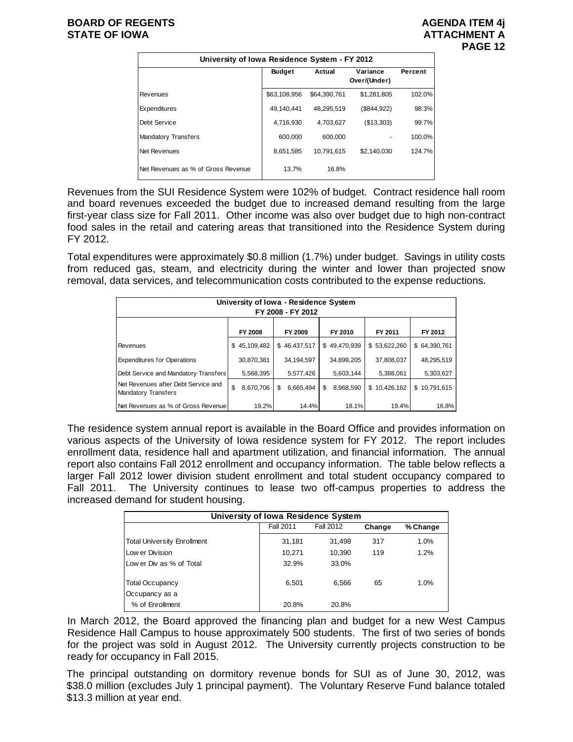| University of Iowa Residence System - FY 2012 | | | | |
|---|---|---|---|---|
| | Budget | Actual | Variance Over/(Under) | Percent |
| Revenues | $63,108,956 | $64,390,761 | $1,281,805 | 102.0% |
| Expenditures | 49,140,441 | 48,295,519 | ($844,922) | 98.3% |
| Debt Service | 4,716,930 | 4,703,627 | ($13,303) | 99.7% |
| Mandatory Transfers | 600,000 | 600,000 | - | 100.0% |
| Net Revenues | 8,651,585 | 10,791,615 | $2,140,030 | 124.7% |
| Net Revenues as % of Gross Revenue | 13.7% | 16.8% | | |

Revenues from the SUI Residence System were 102% of budget. Contract residence hall room and board revenues exceeded the budget due to increased demand resulting from the large first-year class size for Fall 2011. Other income was also over budget due to high non-contract food sales in the retail and catering areas that transitioned into the Residence System during FY 2012.

Total expenditures were approximately $0.8 million (1.7%) under budget. Savings in utility costs from reduced gas, steam, and electricity during the winter and lower than projected snow removal, data services, and telecommunication costs contributed to the expense reductions.

| University of Iowa - Residence System FY 2008 - FY 2012 | | | | | |
|---|---|---|---|---|---|
| | FY 2008 | FY 2009 | FY 2010 | FY 2011 | FY 2012 |
| Revenues | $ 45,109,482 | $ 46,437,517 | $ 49,470,939 | $ 53,622,260 | $ 64,390,761 |
| Expenditures for Operations | 30,870,381 | 34,194,597 | 34,899,205 | 37,808,037 | 48,295,519 |
| Debt Service and Mandatory Transfers | 5,568,395 | 5,577,426 | 5,603,144 | 5,388,061 | 5,303,627 |
| Net Revenues after Debt Service and Mandatory Transfers | $ 8,670,706 | $ 6,665,494 | $ 8,968,590 | $ 10,426,162 | $ 10,791,615 |
| Net Revenues as % of Gross Revenue | 19.2% | 14.4% | 18.1% | 19.4% | 16.8% |

The residence system annual report is available in the Board Office and provides information on various aspects of the University of Iowa residence system for FY 2012. The report includes enrollment data, residence hall and apartment utilization, and financial information. The annual report also contains Fall 2012 enrollment and occupancy information. The table below reflects a larger Fall 2012 lower division student enrollment and total student occupancy compared to Fall 2011. The University continues to lease two off-campus properties to address the increased demand for student housing.

| University of Iowa Residence System | | | | |
|---|---|---|---|---|
| | Fall 2011 | Fall 2012 | Change | % Change |
| Total University Enrollment | 31,181 | 31,498 | 317 | 1.0% |
| Lower Division | 10,271 | 10,390 | 119 | 1.2% |
| Lower Div as % of Total | 32.9% | 33.0% | | |
| Total Occupancy | 6,501 | 6,566 | 65 | 1.0% |
| Occupancy as a % of Enrollment | 20.8% | 20.8% | | |

In March 2012, the Board approved the financing plan and budget for a new West Campus Residence Hall Campus to house approximately 500 students. The first of two series of bonds for the project was sold in August 2012. The University currently projects construction to be ready for occupancy in Fall 2015.

The principal outstanding on dormitory revenue bonds for SUI as of June 30, 2012, was $38.0 million (excludes July 1 principal payment). The Voluntary Reserve Fund balance totaled $13.3 million at year end.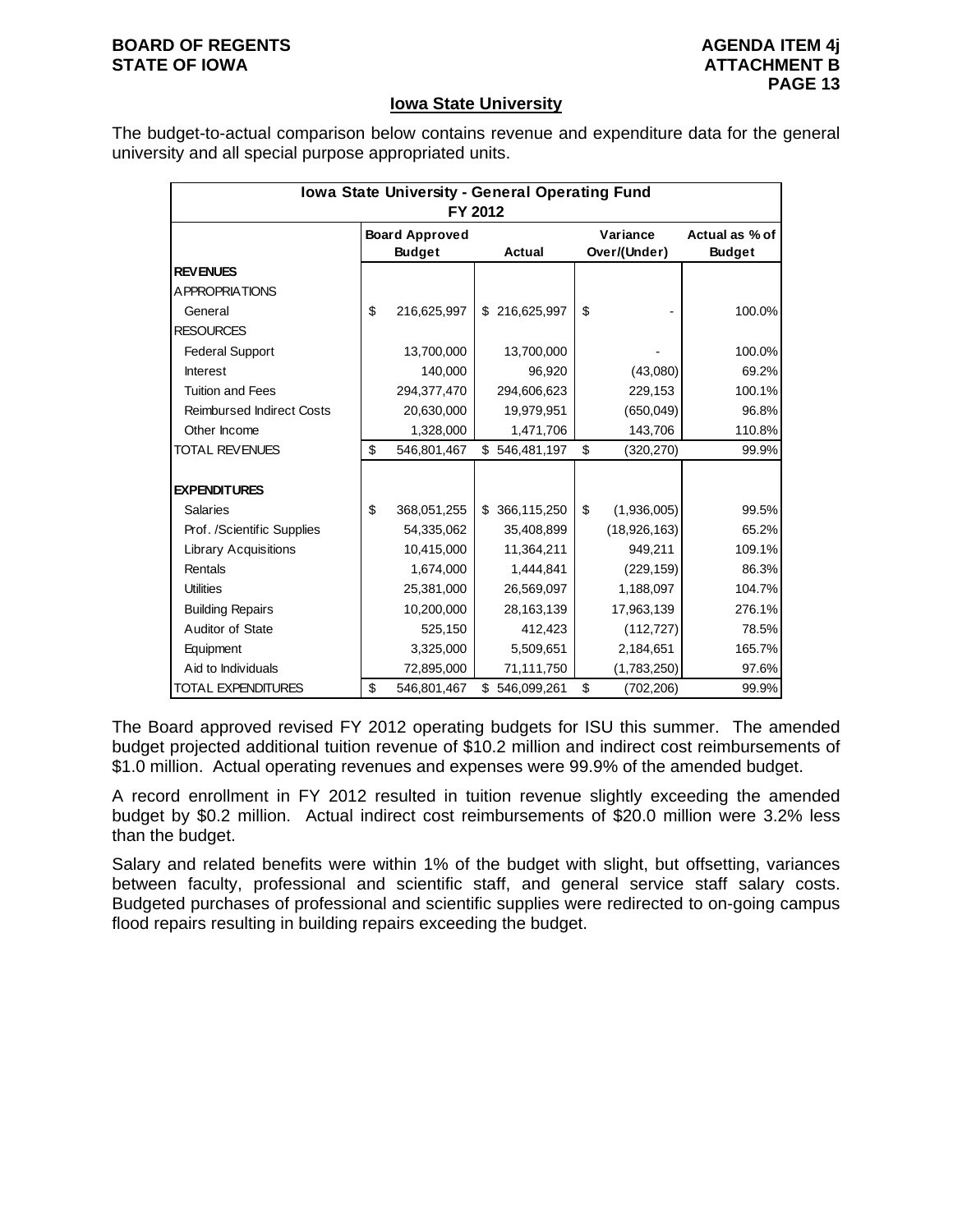## Iowa State University

The budget-to-actual comparison below contains revenue and expenditure data for the general university and all special purpose appropriated units.

| Iowa State University - General Operating Fund FY 2012 | | | | |
|---|---|---|---|---|
| | Board Approved Budget | Actual | Variance Over/(Under) | Actual as % of Budget |
| **REVENUES** | | | | |
| APPROPRIATIONS | | | | |
| General | $ 216,625,997 | $ 216,625,997 | $ - | 100.0% |
| RESOURCES | | | | |
| Federal Support | 13,700,000 | 13,700,000 | - | 100.0% |
| Interest | 140,000 | 96,920 | (43,080) | 69.2% |
| Tuition and Fees | 294,377,470 | 294,606,623 | 229,153 | 100.1% |
| Reimbursed Indirect Costs | 20,630,000 | 19,979,951 | (650,049) | 96.8% |
| Other Income | 1,328,000 | 1,471,706 | 143,706 | 110.8% |
| TOTAL REVENUES | $ 546,801,467 | $ 546,481,197 | $ (320,270) | 99.9% |
| **EXPENDITURES** | | | | |
| Salaries | $ 368,051,255 | $ 366,115,250 | $ (1,936,005) | 99.5% |
| Prof. /Scientific Supplies | 54,335,062 | 35,408,899 | (18,926,163) | 65.2% |
| Library Acquisitions | 10,415,000 | 11,364,211 | 949,211 | 109.1% |
| Rentals | 1,674,000 | 1,444,841 | (229,159) | 86.3% |
| Utilities | 25,381,000 | 26,569,097 | 1,188,097 | 104.7% |
| Building Repairs | 10,200,000 | 28,163,139 | 17,963,139 | 276.1% |
| Auditor of State | 525,150 | 412,423 | (112,727) | 78.5% |
| Equipment | 3,325,000 | 5,509,651 | 2,184,651 | 165.7% |
| Aid to Individuals | 72,895,000 | 71,111,750 | (1,783,250) | 97.6% |
| TOTAL EXPENDITURES | $ 546,801,467 | $ 546,099,261 | $ (702,206) | 99.9% |

The Board approved revised FY 2012 operating budgets for ISU this summer. The amended budget projected additional tuition revenue of $10.2 million and indirect cost reimbursements of $1.0 million. Actual operating revenues and expenses were 99.9% of the amended budget.

A record enrollment in FY 2012 resulted in tuition revenue slightly exceeding the amended budget by $0.2 million. Actual indirect cost reimbursements of $20.0 million were 3.2% less than the budget.

Salary and related benefits were within 1% of the budget with slight, but offsetting, variances between faculty, professional and scientific staff, and general service staff salary costs. Budgeted purchases of professional and scientific supplies were redirected to on-going campus flood repairs resulting in building repairs exceeding the budget.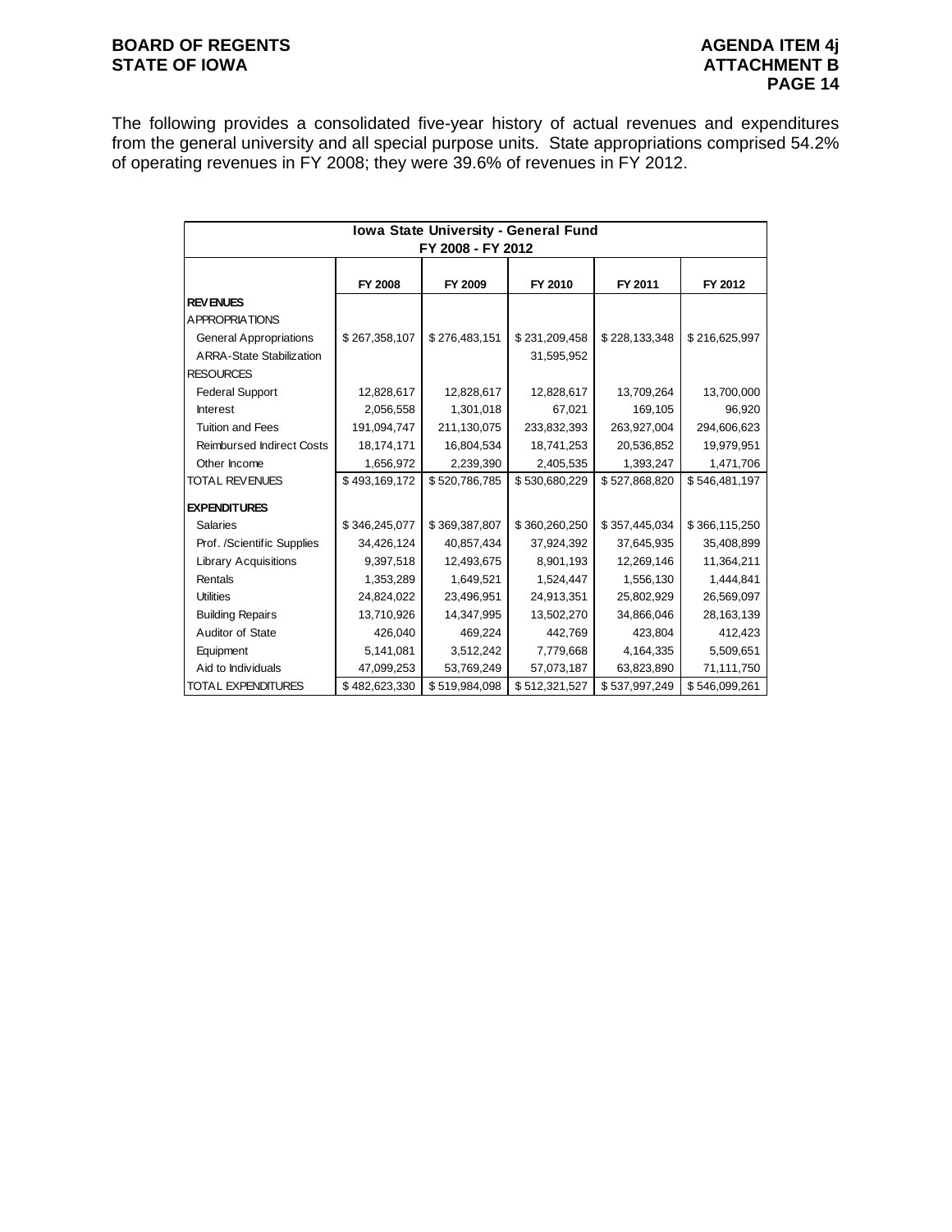The following provides a consolidated five-year history of actual revenues and expenditures from the general university and all special purpose units. State appropriations comprised 54.2% of operating revenues in FY 2008; they were 39.6% of revenues in FY 2012.

| Iowa State University - General Fund FY 2008 - FY 2012 | | | | | |
|---|---|---|---|---|---|
| | FY 2008 | FY 2009 | FY 2010 | FY 2011 | FY 2012 |
| **REVENUES** | | | | | |
| APPROPRIATIONS | | | | | |
| General Appropriations | $ 267,358,107 | $ 276,483,151 | $ 231,209,458 | $ 228,133,348 | $ 216,625,997 |
| ARRA-State Stabilization | | | 31,595,952 | | |
| RESOURCES | | | | | |
| Federal Support | 12,828,617 | 12,828,617 | 12,828,617 | 13,709,264 | 13,700,000 |
| Interest | 2,056,558 | 1,301,018 | 67,021 | 169,105 | 96,920 |
| Tuition and Fees | 191,094,747 | 211,130,075 | 233,832,393 | 263,927,004 | 294,606,623 |
| Reimbursed Indirect Costs | 18,174,171 | 16,804,534 | 18,741,253 | 20,536,852 | 19,979,951 |
| Other Income | 1,656,972 | 2,239,390 | 2,405,535 | 1,393,247 | 1,471,706 |
| TOTAL REVENUES | $ 493,169,172 | $ 520,786,785 | $ 530,680,229 | $ 527,868,820 | $ 546,481,197 |
| **EXPENDITURES** | | | | | |
| Salaries | $ 346,245,077 | $ 369,387,807 | $ 360,260,250 | $ 357,445,034 | $ 366,115,250 |
| Prof. /Scientific Supplies | 34,426,124 | 40,857,434 | 37,924,392 | 37,645,935 | 35,408,899 |
| Library Acquisitions | 9,397,518 | 12,493,675 | 8,901,193 | 12,269,146 | 11,364,211 |
| Rentals | 1,353,289 | 1,649,521 | 1,524,447 | 1,556,130 | 1,444,841 |
| Utilities | 24,824,022 | 23,496,951 | 24,913,351 | 25,802,929 | 26,569,097 |
| Building Repairs | 13,710,926 | 14,347,995 | 13,502,270 | 34,866,046 | 28,163,139 |
| Auditor of State | 426,040 | 469,224 | 442,769 | 423,804 | 412,423 |
| Equipment | 5,141,081 | 3,512,242 | 7,779,668 | 4,164,335 | 5,509,651 |
| Aid to Individuals | 47,099,253 | 53,769,249 | 57,073,187 | 63,823,890 | 71,111,750 |
| TOTAL EXPENDITURES | $ 482,623,330 | $ 519,984,098 | $ 512,321,527 | $ 537,997,249 | $ 546,099,261 |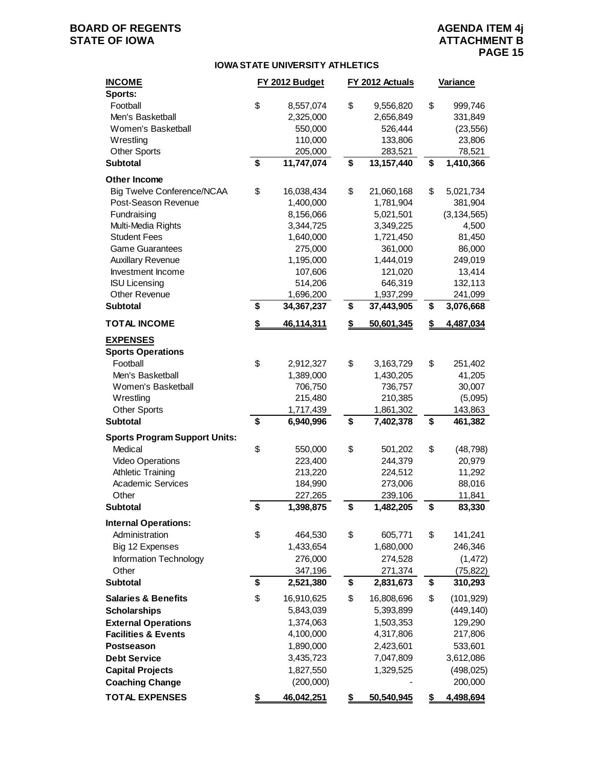BOARD OF REGENTS
STATE OF IOWA

AGENDA ITEM 4j
ATTACHMENT B

**IOWA STATE UNIVERSITY ATHLETICS**

| **INCOME** | **FY 2012 Budget** | **FY 2012 Actuals** | **Variance** |
|---|---|---|---|
| **Sports:** | | | |
| Football | $ 8,557,074 | $ 9,556,820 | $ 999,746 |
| Men's Basketball | 2,325,000 | 2,656,849 | 331,849 |
| Women's Basketball | 550,000 | 526,444 | (23,556) |
| Wrestling | 110,000 | 133,806 | 23,806 |
| Other Sports | 205,000 | 283,521 | 78,521 |
| **Subtotal** | **$ 11,747,074** | **$ 13,157,440** | **$ 1,410,366** |
| **Other Income** | | | |
| Big Twelve Conference/NCAA | $ 16,038,434 | $ 21,060,168 | $ 5,021,734 |
| Post-Season Revenue | 1,400,000 | 1,781,904 | 381,904 |
| Fundraising | 8,156,066 | 5,021,501 | (3,134,565) |
| Multi-Media Rights | 3,344,725 | 3,349,225 | 4,500 |
| Student Fees | 1,640,000 | 1,721,450 | 81,450 |
| Game Guarantees | 275,000 | 361,000 | 86,000 |
| Auxillary Revenue | 1,195,000 | 1,444,019 | 249,019 |
| Investment Income | 107,606 | 121,020 | 13,414 |
| ISU Licensing | 514,206 | 646,319 | 132,113 |
| Other Revenue | 1,696,200 | 1,937,299 | 241,099 |
| **Subtotal** | **$ 34,367,237** | **$ 37,443,905** | **$ 3,076,668** |
| **TOTAL INCOME** | **$ 46,114,311** | **$ 50,601,345** | **$ 4,487,034** |
| **EXPENSES** | | | |
| **Sports Operations** | | | |
| Football | $ 2,912,327 | $ 3,163,729 | $ 251,402 |
| Men's Basketball | 1,389,000 | 1,430,205 | 41,205 |
| Women's Basketball | 706,750 | 736,757 | 30,007 |
| Wrestling | 215,480 | 210,385 | (5,095) |
| Other Sports | 1,717,439 | 1,861,302 | 143,863 |
| **Subtotal** | **$ 6,940,996** | **$ 7,402,378** | **$ 461,382** |
| **Sports Program Support Units:** | | | |
| Medical | $ 550,000 | $ 501,202 | $ (48,798) |
| Video Operations | 223,400 | 244,379 | 20,979 |
| Athletic Training | 213,220 | 224,512 | 11,292 |
| Academic Services | 184,990 | 273,006 | 88,016 |
| Other | 227,265 | 239,106 | 11,841 |
| **Subtotal** | **$ 1,398,875** | **$ 1,482,205** | **$ 83,330** |
| **Internal Operations:** | | | |
| Administration | $ 464,530 | $ 605,771 | $ 141,241 |
| Big 12 Expenses | 1,433,654 | 1,680,000 | 246,346 |
| Information Technology | 276,000 | 274,528 | (1,472) |
| Other | 347,196 | 271,374 | (75,822) |
| **Subtotal** | **$ 2,521,380** | **$ 2,831,673** | **$ 310,293** |
| **Salaries & Benefits** | $ 16,910,625 | $ 16,808,696 | $ (101,929) |
| **Scholarships** | 5,843,039 | 5,393,899 | (449,140) |
| **External Operations** | 1,374,063 | 1,503,353 | 129,290 |
| **Facilities & Events** | 4,100,000 | 4,317,806 | 217,806 |
| **Postseason** | 1,890,000 | 2,423,601 | 533,601 |
| **Debt Service** | 3,435,723 | 7,047,809 | 3,612,086 |
| **Capital Projects** | 1,827,550 | 1,329,525 | (498,025) |
| **Coaching Change** | (200,000) | - | 200,000 |
| **TOTAL EXPENSES** | **$ 46,042,251** | **$ 50,540,945** | **$ 4,498,694** |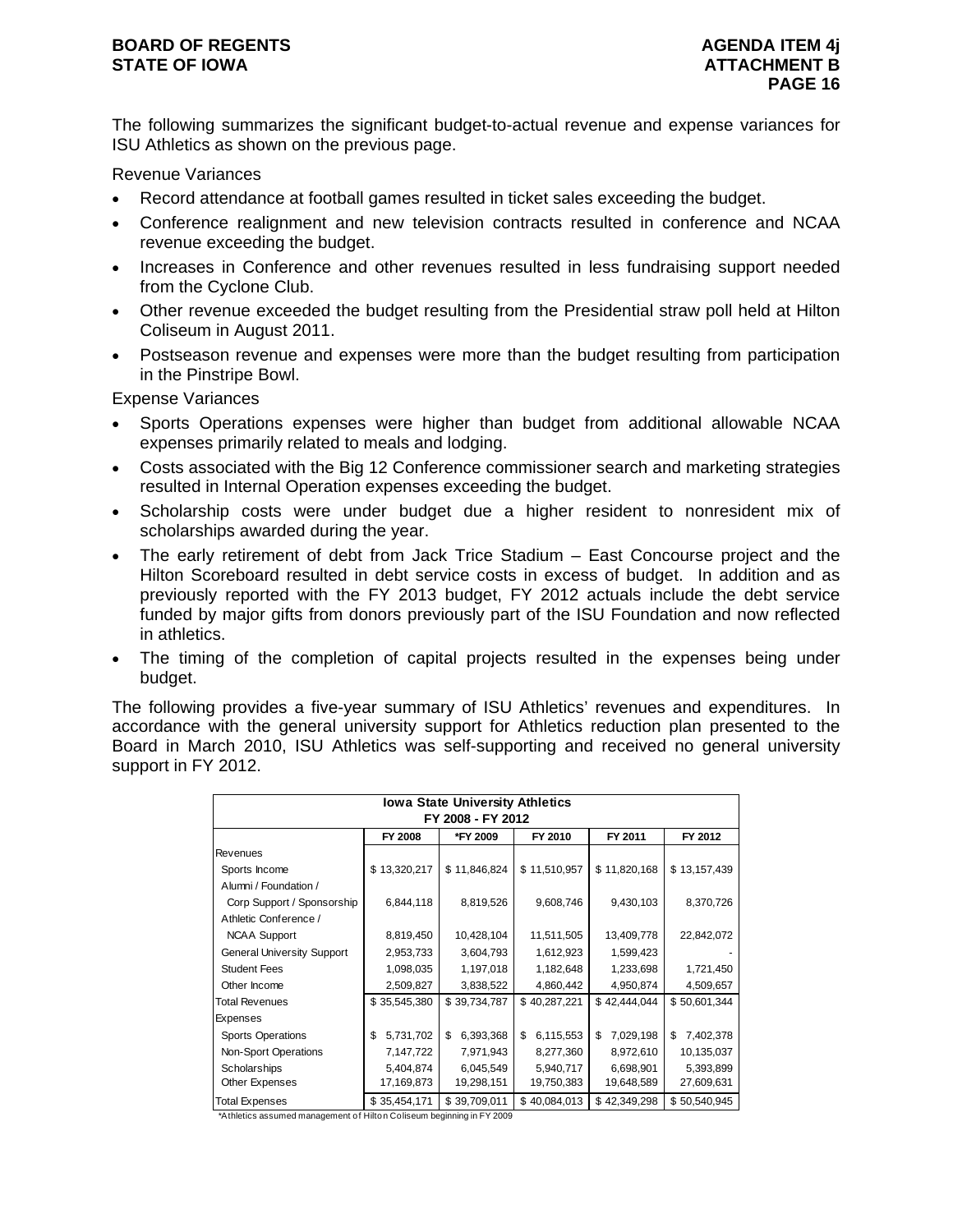The following summarizes the significant budget-to-actual revenue and expense variances for ISU Athletics as shown on the previous page.

Revenue Variances

- Record attendance at football games resulted in ticket sales exceeding the budget.
- Conference realignment and new television contracts resulted in conference and NCAA revenue exceeding the budget.
- Increases in Conference and other revenues resulted in less fundraising support needed from the Cyclone Club.
- Other revenue exceeded the budget resulting from the Presidential straw poll held at Hilton Coliseum in August 2011.
- Postseason revenue and expenses were more than the budget resulting from participation in the Pinstripe Bowl.

Expense Variances

- Sports Operations expenses were higher than budget from additional allowable NCAA expenses primarily related to meals and lodging.
- Costs associated with the Big 12 Conference commissioner search and marketing strategies resulted in Internal Operation expenses exceeding the budget.
- Scholarship costs were under budget due a higher resident to nonresident mix of scholarships awarded during the year.
- The early retirement of debt from Jack Trice Stadium – East Concourse project and the Hilton Scoreboard resulted in debt service costs in excess of budget. In addition and as previously reported with the FY 2013 budget, FY 2012 actuals include the debt service funded by major gifts from donors previously part of the ISU Foundation and now reflected in athletics.
- The timing of the completion of capital projects resulted in the expenses being under budget.

The following provides a five-year summary of ISU Athletics' revenues and expenditures. In accordance with the general university support for Athletics reduction plan presented to the Board in March 2010, ISU Athletics was self-supporting and received no general university support in FY 2012.

**Iowa State University Athletics**
**FY 2008 - FY 2012**

| | FY 2008 | *FY 2009 | FY 2010 | FY 2011 | FY 2012 |
|---|---|---|---|---|---|
| Revenues | | | | | |
| Sports Income | $ 13,320,217 | $ 11,846,824 | $ 11,510,957 | $ 11,820,168 | $ 13,157,439 |
| Alumni / Foundation / Corp Support / Sponsorship | 6,844,118 | 8,819,526 | 9,608,746 | 9,430,103 | 8,370,726 |
| Athletic Conference / NCAA Support | 8,819,450 | 10,428,104 | 11,511,505 | 13,409,778 | 22,842,072 |
| General University Support | 2,953,733 | 3,604,793 | 1,612,923 | 1,599,423 | - |
| Student Fees | 1,098,035 | 1,197,018 | 1,182,648 | 1,233,698 | 1,721,450 |
| Other Income | 2,509,827 | 3,838,522 | 4,860,442 | 4,950,874 | 4,509,657 |
| Total Revenues | $ 35,545,380 | $ 39,734,787 | $ 40,287,221 | $ 42,444,044 | $ 50,601,344 |
| Expenses | | | | | |
| Sports Operations | $ 5,731,702 | $ 6,393,368 | $ 6,115,553 | $ 7,029,198 | $ 7,402,378 |
| Non-Sport Operations | 7,147,722 | 7,971,943 | 8,277,360 | 8,972,610 | 10,135,037 |
| Scholarships | 5,404,874 | 6,045,549 | 5,940,717 | 6,698,901 | 5,393,899 |
| Other Expenses | 17,169,873 | 19,298,151 | 19,750,383 | 19,648,589 | 27,609,631 |
| Total Expenses | $ 35,454,171 | $ 39,709,011 | $ 40,084,013 | $ 42,349,298 | $ 50,540,945 |

*Athletics assumed management of Hilton Coliseum beginning in FY 2009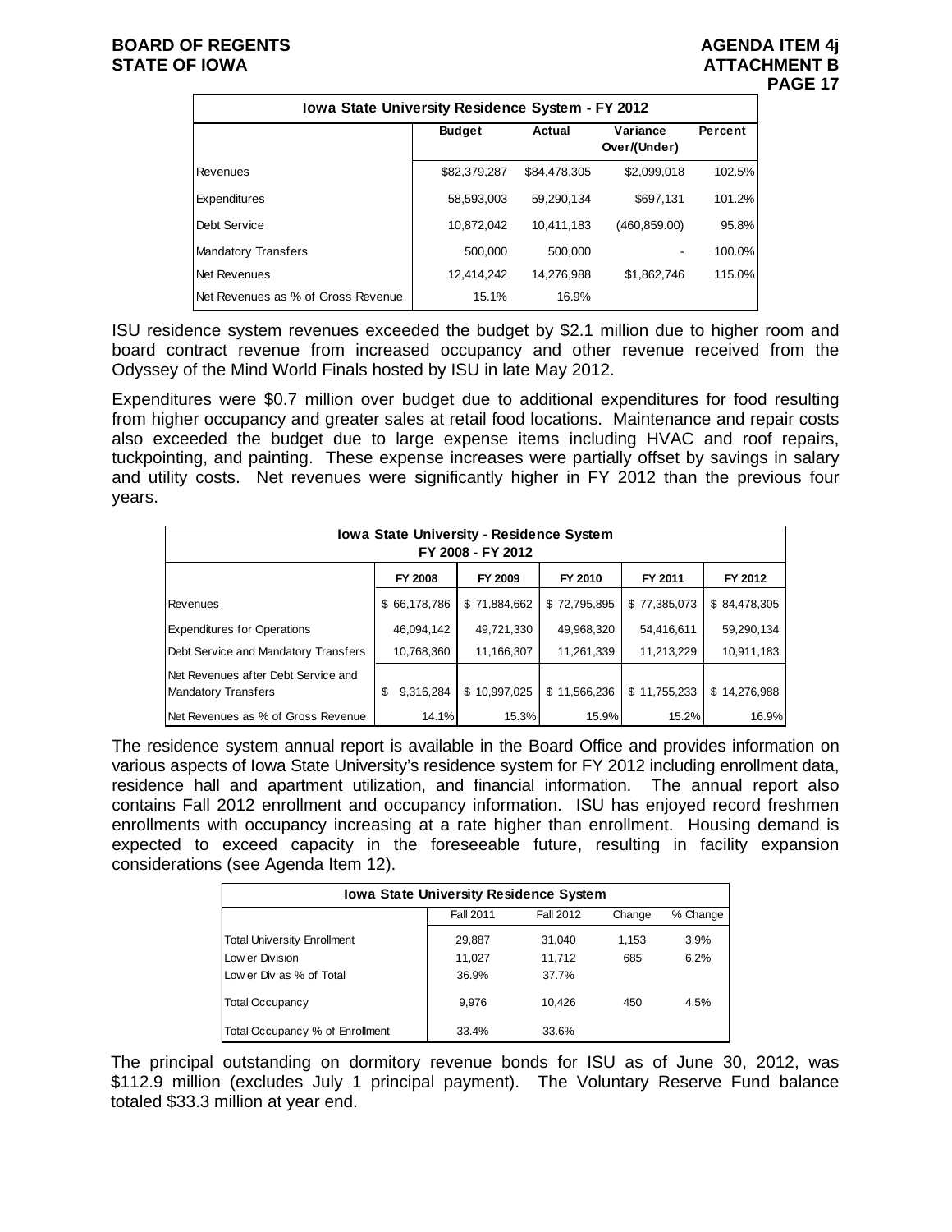| Iowa State University Residence System - FY 2012 | | | | |
|---|---|---|---|---|
| | Budget | Actual | Variance Over/(Under) | Percent |
| Revenues | $82,379,287 | $84,478,305 | $2,099,018 | 102.5% |
| Expenditures | 58,593,003 | 59,290,134 | $697,131 | 101.2% |
| Debt Service | 10,872,042 | 10,411,183 | (460,859.00) | 95.8% |
| Mandatory Transfers | 500,000 | 500,000 | - | 100.0% |
| Net Revenues | 12,414,242 | 14,276,988 | $1,862,746 | 115.0% |
| Net Revenues as % of Gross Revenue | 15.1% | 16.9% | | |

ISU residence system revenues exceeded the budget by $2.1 million due to higher room and board contract revenue from increased occupancy and other revenue received from the Odyssey of the Mind World Finals hosted by ISU in late May 2012.

Expenditures were $0.7 million over budget due to additional expenditures for food resulting from higher occupancy and greater sales at retail food locations. Maintenance and repair costs also exceeded the budget due to large expense items including HVAC and roof repairs, tuckpointing, and painting. These expense increases were partially offset by savings in salary and utility costs. Net revenues were significantly higher in FY 2012 than the previous four years.

| Iowa State University - Residence System FY 2008 - FY 2012 | | | | | |
|---|---|---|---|---|---|
| | FY 2008 | FY 2009 | FY 2010 | FY 2011 | FY 2012 |
| Revenues | $ 66,178,786 | $ 71,884,662 | $ 72,795,895 | $ 77,385,073 | $ 84,478,305 |
| Expenditures for Operations | 46,094,142 | 49,721,330 | 49,968,320 | 54,416,611 | 59,290,134 |
| Debt Service and Mandatory Transfers | 10,768,360 | 11,166,307 | 11,261,339 | 11,213,229 | 10,911,183 |
| Net Revenues after Debt Service and Mandatory Transfers | $ 9,316,284 | $ 10,997,025 | $ 11,566,236 | $ 11,755,233 | $ 14,276,988 |
| Net Revenues as % of Gross Revenue | 14.1% | 15.3% | 15.9% | 15.2% | 16.9% |

The residence system annual report is available in the Board Office and provides information on various aspects of Iowa State University's residence system for FY 2012 including enrollment data, residence hall and apartment utilization, and financial information. The annual report also contains Fall 2012 enrollment and occupancy information. ISU has enjoyed record freshmen enrollments with occupancy increasing at a rate higher than enrollment. Housing demand is expected to exceed capacity in the foreseeable future, resulting in facility expansion considerations (see Agenda Item 12).

| Iowa State University Residence System | | | | |
|---|---|---|---|---|
| | Fall 2011 | Fall 2012 | Change | % Change |
| Total University Enrollment | 29,887 | 31,040 | 1,153 | 3.9% |
| Lower Division | 11,027 | 11,712 | 685 | 6.2% |
| Lower Div as % of Total | 36.9% | 37.7% | | |
| Total Occupancy | 9,976 | 10,426 | 450 | 4.5% |
| Total Occupancy % of Enrollment | 33.4% | 33.6% | | |

The principal outstanding on dormitory revenue bonds for ISU as of June 30, 2012, was $112.9 million (excludes July 1 principal payment). The Voluntary Reserve Fund balance totaled $33.3 million at year end.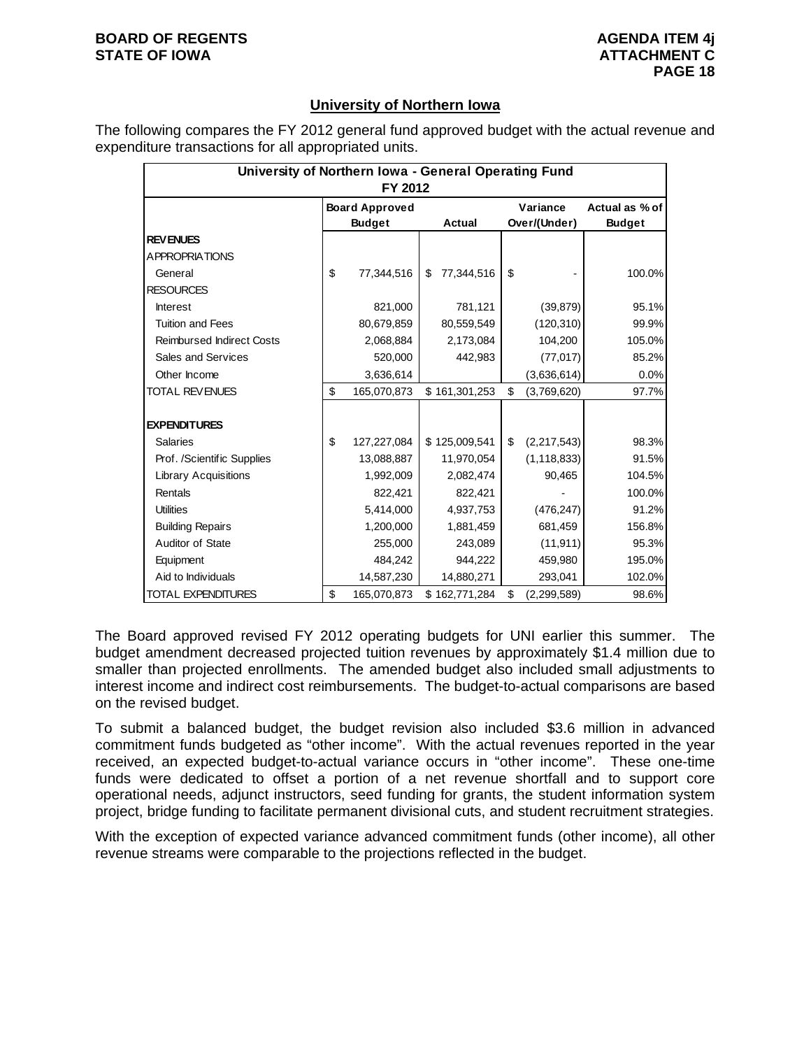## University of Northern Iowa

The following compares the FY 2012 general fund approved budget with the actual revenue and expenditure transactions for all appropriated units.

| University of Northern Iowa - General Operating Fund FY 2012 | | | | |
|---|---|---|---|---|
| | Board Approved Budget | Actual | Variance Over/(Under) | Actual as % of Budget |
| **REVENUES** | | | | |
| APPROPRIATIONS | | | | |
| General | $ 77,344,516 | $ 77,344,516 | $ - | 100.0% |
| RESOURCES | | | | |
| Interest | 821,000 | 781,121 | (39,879) | 95.1% |
| Tuition and Fees | 80,679,859 | 80,559,549 | (120,310) | 99.9% |
| Reimbursed Indirect Costs | 2,068,884 | 2,173,084 | 104,200 | 105.0% |
| Sales and Services | 520,000 | 442,983 | (77,017) | 85.2% |
| Other Income | 3,636,614 | | (3,636,614) | 0.0% |
| TOTAL REVENUES | $ 165,070,873 | $ 161,301,253 | $ (3,769,620) | 97.7% |
| **EXPENDITURES** | | | | |
| Salaries | $ 127,227,084 | $ 125,009,541 | $ (2,217,543) | 98.3% |
| Prof. /Scientific Supplies | 13,088,887 | 11,970,054 | (1,118,833) | 91.5% |
| Library Acquisitions | 1,992,009 | 2,082,474 | 90,465 | 104.5% |
| Rentals | 822,421 | 822,421 | - | 100.0% |
| Utilities | 5,414,000 | 4,937,753 | (476,247) | 91.2% |
| Building Repairs | 1,200,000 | 1,881,459 | 681,459 | 156.8% |
| Auditor of State | 255,000 | 243,089 | (11,911) | 95.3% |
| Equipment | 484,242 | 944,222 | 459,980 | 195.0% |
| Aid to Individuals | 14,587,230 | 14,880,271 | 293,041 | 102.0% |
| TOTAL EXPENDITURES | $ 165,070,873 | $ 162,771,284 | $ (2,299,589) | 98.6% |

The Board approved revised FY 2012 operating budgets for UNI earlier this summer. The budget amendment decreased projected tuition revenues by approximately $1.4 million due to smaller than projected enrollments. The amended budget also included small adjustments to interest income and indirect cost reimbursements. The budget-to-actual comparisons are based on the revised budget.

To submit a balanced budget, the budget revision also included $3.6 million in advanced commitment funds budgeted as "other income". With the actual revenues reported in the year received, an expected budget-to-actual variance occurs in "other income". These one-time funds were dedicated to offset a portion of a net revenue shortfall and to support core operational needs, adjunct instructors, seed funding for grants, the student information system project, bridge funding to facilitate permanent divisional cuts, and student recruitment strategies.

With the exception of expected variance advanced commitment funds (other income), all other revenue streams were comparable to the projections reflected in the budget.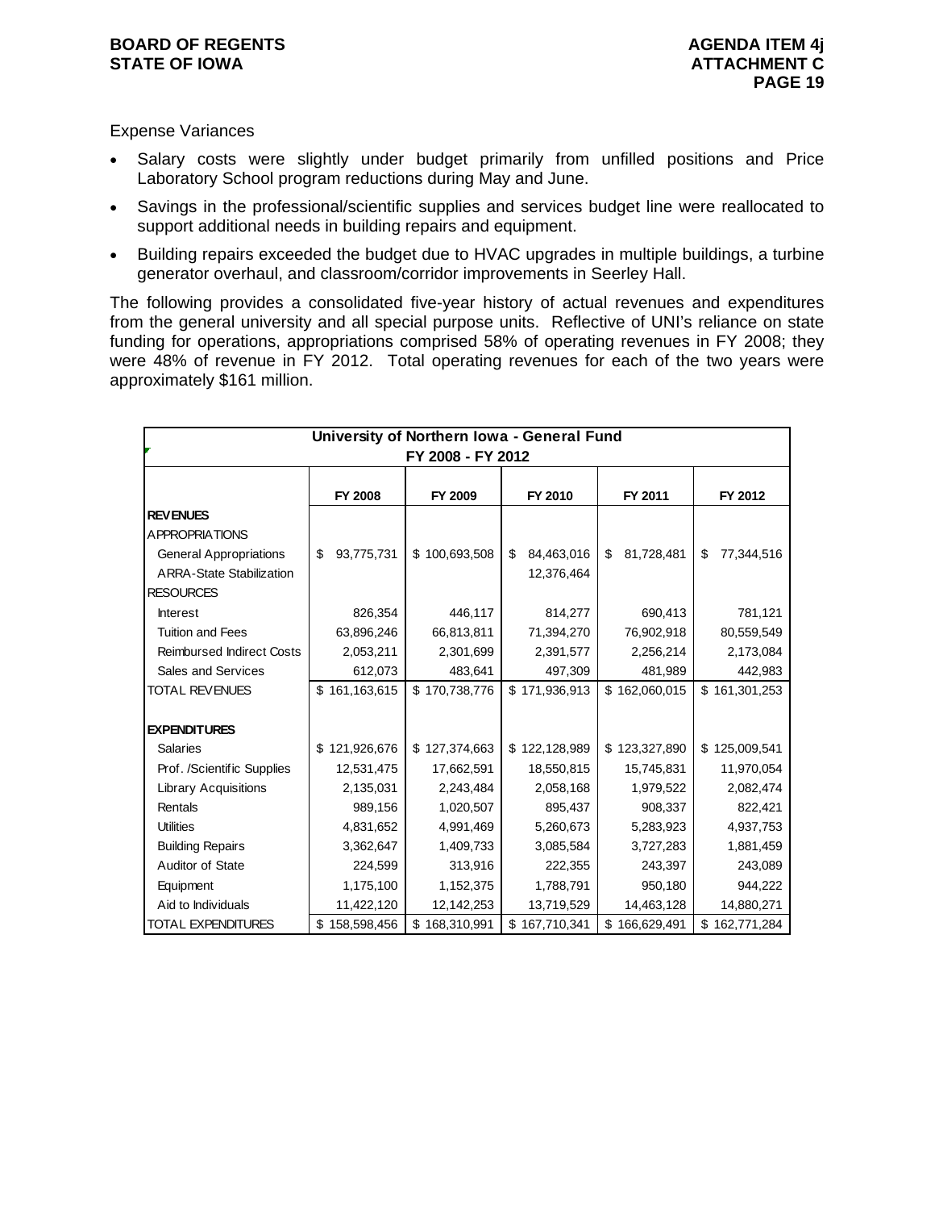Expense Variances

- Salary costs were slightly under budget primarily from unfilled positions and Price Laboratory School program reductions during May and June.
- Savings in the professional/scientific supplies and services budget line were reallocated to support additional needs in building repairs and equipment.
- Building repairs exceeded the budget due to HVAC upgrades in multiple buildings, a turbine generator overhaul, and classroom/corridor improvements in Seerley Hall.

The following provides a consolidated five-year history of actual revenues and expenditures from the general university and all special purpose units. Reflective of UNI's reliance on state funding for operations, appropriations comprised 58% of operating revenues in FY 2008; they were 48% of revenue in FY 2012. Total operating revenues for each of the two years were approximately $161 million.

| University of Northern Iowa - General Fund FY 2008 - FY 2012 | | | | | |
|---|---|---|---|---|---|
| | FY 2008 | FY 2009 | FY 2010 | FY 2011 | FY 2012 |
| **REVENUES** | | | | | |
| APPROPRIATIONS | | | | | |
| General Appropriations | $ 93,775,731 | $ 100,693,508 | $ 84,463,016 | $ 81,728,481 | $ 77,344,516 |
| ARRA-State Stabilization | | | 12,376,464 | | |
| RESOURCES | | | | | |
| Interest | 826,354 | 446,117 | 814,277 | 690,413 | 781,121 |
| Tuition and Fees | 63,896,246 | 66,813,811 | 71,394,270 | 76,902,918 | 80,559,549 |
| Reimbursed Indirect Costs | 2,053,211 | 2,301,699 | 2,391,577 | 2,256,214 | 2,173,084 |
| Sales and Services | 612,073 | 483,641 | 497,309 | 481,989 | 442,983 |
| TOTAL REVENUES | $ 161,163,615 | $ 170,738,776 | $ 171,936,913 | $ 162,060,015 | $ 161,301,253 |
| | | | | | |
| **EXPENDITURES** | | | | | |
| Salaries | $ 121,926,676 | $ 127,374,663 | $ 122,128,989 | $ 123,327,890 | $ 125,009,541 |
| Prof. /Scientific Supplies | 12,531,475 | 17,662,591 | 18,550,815 | 15,745,831 | 11,970,054 |
| Library Acquisitions | 2,135,031 | 2,243,484 | 2,058,168 | 1,979,522 | 2,082,474 |
| Rentals | 989,156 | 1,020,507 | 895,437 | 908,337 | 822,421 |
| Utilities | 4,831,652 | 4,991,469 | 5,260,673 | 5,283,923 | 4,937,753 |
| Building Repairs | 3,362,647 | 1,409,733 | 3,085,584 | 3,727,283 | 1,881,459 |
| Auditor of State | 224,599 | 313,916 | 222,355 | 243,397 | 243,089 |
| Equipment | 1,175,100 | 1,152,375 | 1,788,791 | 950,180 | 944,222 |
| Aid to Individuals | 11,422,120 | 12,142,253 | 13,719,529 | 14,463,128 | 14,880,271 |
| TOTAL EXPENDITURES | $ 158,598,456 | $ 168,310,991 | $ 167,710,341 | $ 166,629,491 | $ 162,771,284 |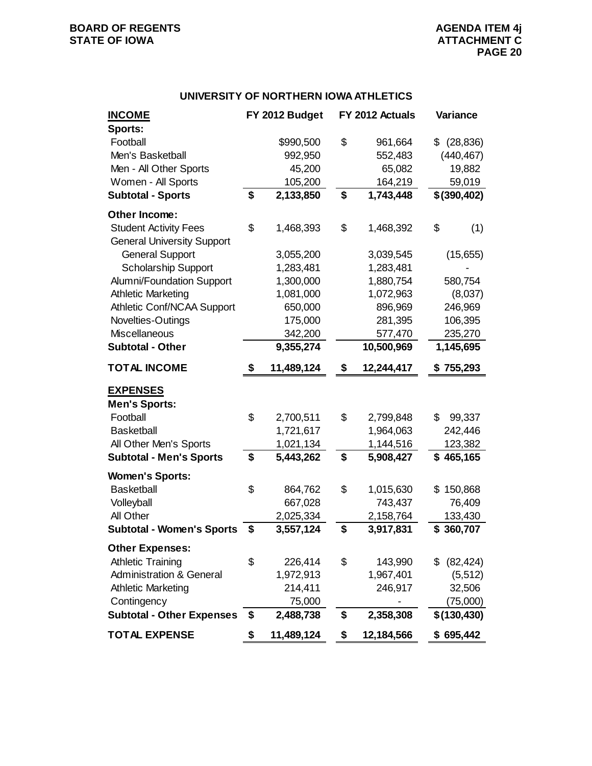BOARD OF REGENTS
STATE OF IOWA

AGENDA ITEM 4j
ATTACHMENT C

## UNIVERSITY OF NORTHERN IOWA ATHLETICS

| **INCOME** | FY 2012 Budget | FY 2012 Actuals | Variance |
|---|---|---|---|
| **Sports:** | | | |
| Football | $990,500 | $ 961,664 | $ (28,836) |
| Men's Basketball | 992,950 | 552,483 | (440,467) |
| Men - All Other Sports | 45,200 | 65,082 | 19,882 |
| Women - All Sports | 105,200 | 164,219 | 59,019 |
| **Subtotal - Sports** | **$ 2,133,850** | **$ 1,743,448** | **$(390,402)** |
| **Other Income:** | | | |
| Student Activity Fees | $ 1,468,393 | $ 1,468,392 | $ (1) |
| General University Support | | | |
| General Support | 3,055,200 | 3,039,545 | (15,655) |
| Scholarship Support | 1,283,481 | 1,283,481 | - |
| Alumni/Foundation Support | 1,300,000 | 1,880,754 | 580,754 |
| Athletic Marketing | 1,081,000 | 1,072,963 | (8,037) |
| Athletic Conf/NCAA Support | 650,000 | 896,969 | 246,969 |
| Novelties-Outings | 175,000 | 281,395 | 106,395 |
| Miscellaneous | 342,200 | 577,470 | 235,270 |
| **Subtotal - Other** | **9,355,274** | **10,500,969** | **1,145,695** |
| **TOTAL INCOME** | **$ 11,489,124** | **$ 12,244,417** | **$ 755,293** |
| **EXPENSES** | | | |
| **Men's Sports:** | | | |
| Football | $ 2,700,511 | $ 2,799,848 | $ 99,337 |
| Basketball | 1,721,617 | 1,964,063 | 242,446 |
| All Other Men's Sports | 1,021,134 | 1,144,516 | 123,382 |
| **Subtotal - Men's Sports** | **$ 5,443,262** | **$ 5,908,427** | **$ 465,165** |
| **Women's Sports:** | | | |
| Basketball | $ 864,762 | $ 1,015,630 | $ 150,868 |
| Volleyball | 667,028 | 743,437 | 76,409 |
| All Other | 2,025,334 | 2,158,764 | 133,430 |
| **Subtotal - Women's Sports** | **$ 3,557,124** | **$ 3,917,831** | **$ 360,707** |
| **Other Expenses:** | | | |
| Athletic Training | $ 226,414 | $ 143,990 | $ (82,424) |
| Administration & General | 1,972,913 | 1,967,401 | (5,512) |
| Athletic Marketing | 214,411 | 246,917 | 32,506 |
| Contingency | 75,000 | - | (75,000) |
| **Subtotal - Other Expenses** | **$ 2,488,738** | **$ 2,358,308** | **$(130,430)** |
| **TOTAL EXPENSE** | **$ 11,489,124** | **$ 12,184,566** | **$ 695,442** |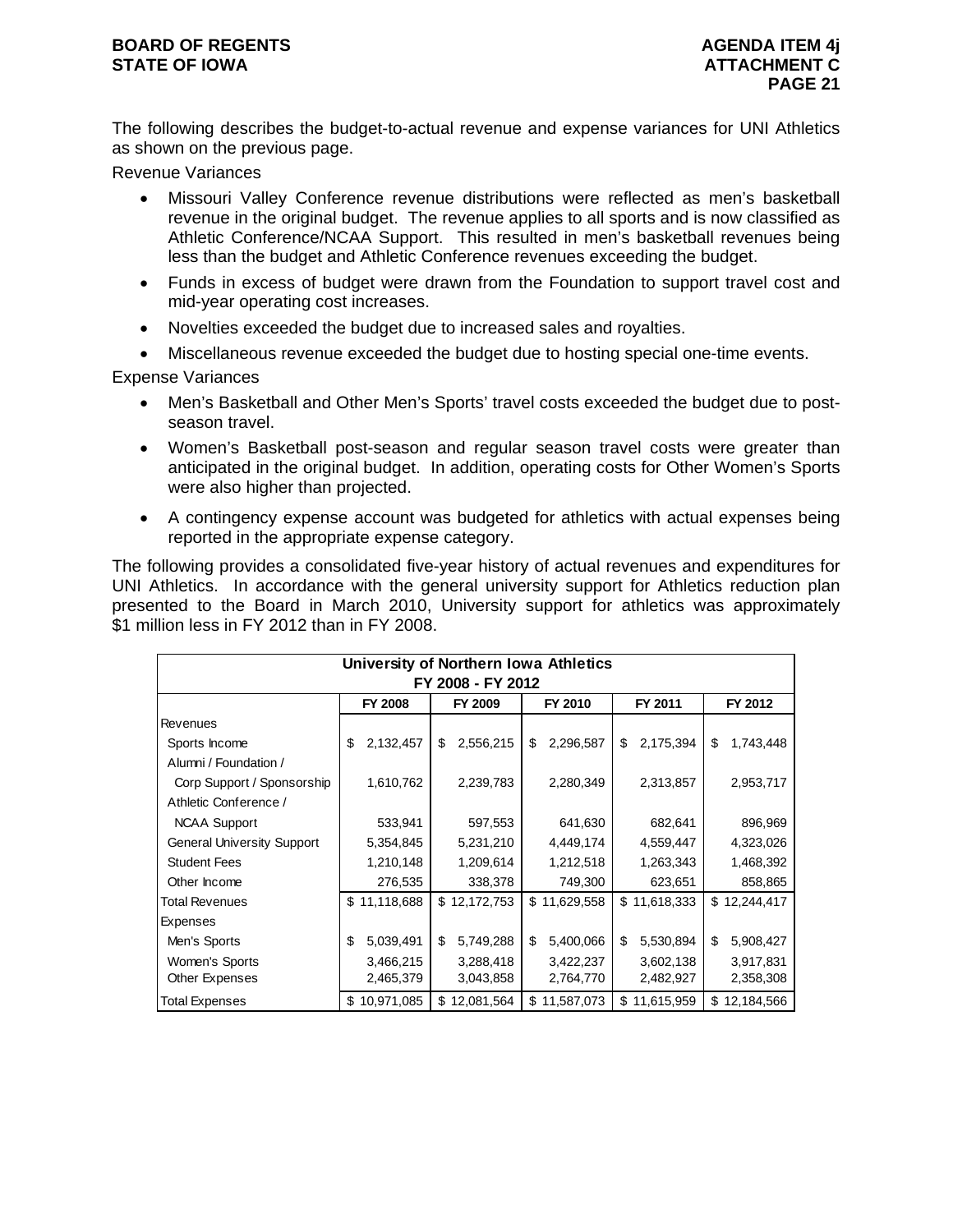The following describes the budget-to-actual revenue and expense variances for UNI Athletics as shown on the previous page.

Revenue Variances

- Missouri Valley Conference revenue distributions were reflected as men's basketball revenue in the original budget. The revenue applies to all sports and is now classified as Athletic Conference/NCAA Support. This resulted in men's basketball revenues being less than the budget and Athletic Conference revenues exceeding the budget.
- Funds in excess of budget were drawn from the Foundation to support travel cost and mid-year operating cost increases.
- Novelties exceeded the budget due to increased sales and royalties.
- Miscellaneous revenue exceeded the budget due to hosting special one-time events.

Expense Variances

- Men's Basketball and Other Men's Sports' travel costs exceeded the budget due to post-season travel.
- Women's Basketball post-season and regular season travel costs were greater than anticipated in the original budget. In addition, operating costs for Other Women's Sports were also higher than projected.
- A contingency expense account was budgeted for athletics with actual expenses being reported in the appropriate expense category.

The following provides a consolidated five-year history of actual revenues and expenditures for UNI Athletics. In accordance with the general university support for Athletics reduction plan presented to the Board in March 2010, University support for athletics was approximately $1 million less in FY 2012 than in FY 2008.

**University of Northern Iowa Athletics**
**FY 2008 - FY 2012**

| | FY 2008 | FY 2009 | FY 2010 | FY 2011 | FY 2012 |
|---|---|---|---|---|---|
| Revenues | | | | | |
| Sports Income | $ 2,132,457 | $ 2,556,215 | $ 2,296,587 | $ 2,175,394 | $ 1,743,448 |
| Alumni / Foundation / Corp Support / Sponsorship | 1,610,762 | 2,239,783 | 2,280,349 | 2,313,857 | 2,953,717 |
| Athletic Conference / NCAA Support | 533,941 | 597,553 | 641,630 | 682,641 | 896,969 |
| General University Support | 5,354,845 | 5,231,210 | 4,449,174 | 4,559,447 | 4,323,026 |
| Student Fees | 1,210,148 | 1,209,614 | 1,212,518 | 1,263,343 | 1,468,392 |
| Other Income | 276,535 | 338,378 | 749,300 | 623,651 | 858,865 |
| Total Revenues | $ 11,118,688 | $ 12,172,753 | $ 11,629,558 | $ 11,618,333 | $ 12,244,417 |
| Expenses | | | | | |
| Men's Sports | $ 5,039,491 | $ 5,749,288 | $ 5,400,066 | $ 5,530,894 | $ 5,908,427 |
| Women's Sports | 3,466,215 | 3,288,418 | 3,422,237 | 3,602,138 | 3,917,831 |
| Other Expenses | 2,465,379 | 3,043,858 | 2,764,770 | 2,482,927 | 2,358,308 |
| Total Expenses | $ 10,971,085 | $ 12,081,564 | $ 11,587,073 | $ 11,615,959 | $ 12,184,566 |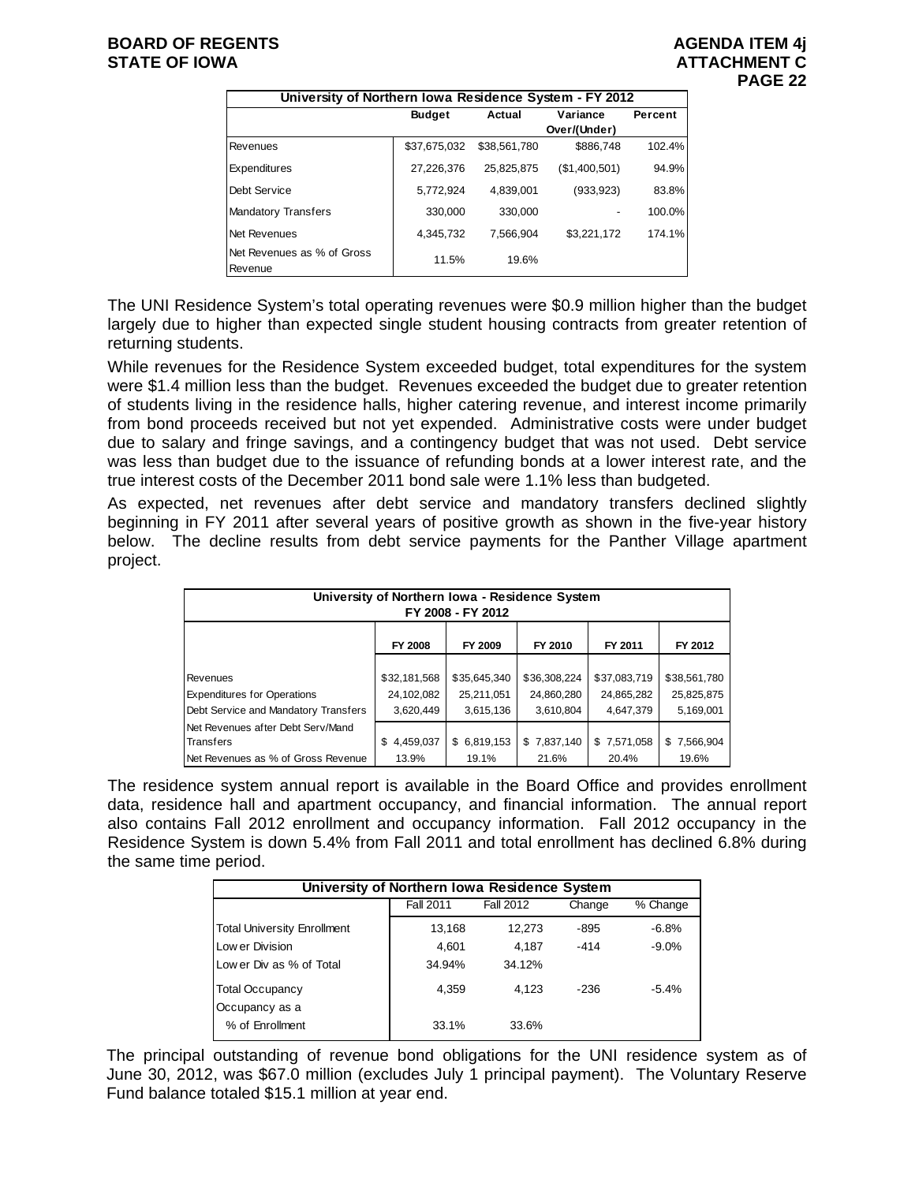| University of Northern Iowa Residence System - FY 2012 | | | | |
|---|---|---|---|---|
| | Budget | Actual | Variance Over/(Under) | Percent |
| Revenues | $37,675,032 | $38,561,780 | $886,748 | 102.4% |
| Expenditures | 27,226,376 | 25,825,875 | ($1,400,501) | 94.9% |
| Debt Service | 5,772,924 | 4,839,001 | (933,923) | 83.8% |
| Mandatory Transfers | 330,000 | 330,000 | - | 100.0% |
| Net Revenues | 4,345,732 | 7,566,904 | $3,221,172 | 174.1% |
| Net Revenues as % of Gross Revenue | 11.5% | 19.6% | | |

The UNI Residence System's total operating revenues were $0.9 million higher than the budget largely due to higher than expected single student housing contracts from greater retention of returning students.

While revenues for the Residence System exceeded budget, total expenditures for the system were $1.4 million less than the budget. Revenues exceeded the budget due to greater retention of students living in the residence halls, higher catering revenue, and interest income primarily from bond proceeds received but not yet expended. Administrative costs were under budget due to salary and fringe savings, and a contingency budget that was not used. Debt service was less than budget due to the issuance of refunding bonds at a lower interest rate, and the true interest costs of the December 2011 bond sale were 1.1% less than budgeted.

As expected, net revenues after debt service and mandatory transfers declined slightly beginning in FY 2011 after several years of positive growth as shown in the five-year history below. The decline results from debt service payments for the Panther Village apartment project.

| University of Northern Iowa - Residence System FY 2008 - FY 2012 | | | | | |
|---|---|---|---|---|---|
| | FY 2008 | FY 2009 | FY 2010 | FY 2011 | FY 2012 |
| Revenues | $32,181,568 | $35,645,340 | $36,308,224 | $37,083,719 | $38,561,780 |
| Expenditures for Operations | 24,102,082 | 25,211,051 | 24,860,280 | 24,865,282 | 25,825,875 |
| Debt Service and Mandatory Transfers | 3,620,449 | 3,615,136 | 3,610,804 | 4,647,379 | 5,169,001 |
| Net Revenues after Debt Serv/Mand Transfers | $ 4,459,037 | $ 6,819,153 | $ 7,837,140 | $ 7,571,058 | $ 7,566,904 |
| Net Revenues as % of Gross Revenue | 13.9% | 19.1% | 21.6% | 20.4% | 19.6% |

The residence system annual report is available in the Board Office and provides enrollment data, residence hall and apartment occupancy, and financial information. The annual report also contains Fall 2012 enrollment and occupancy information. Fall 2012 occupancy in the Residence System is down 5.4% from Fall 2011 and total enrollment has declined 6.8% during the same time period.

| University of Northern Iowa Residence System | | | | |
|---|---|---|---|---|
| | Fall 2011 | Fall 2012 | Change | % Change |
| Total University Enrollment | 13,168 | 12,273 | -895 | -6.8% |
| Lower Division | 4,601 | 4,187 | -414 | -9.0% |
| Lower Div as % of Total | 34.94% | 34.12% | | |
| Total Occupancy | 4,359 | 4,123 | -236 | -5.4% |
| Occupancy as a % of Enrollment | 33.1% | 33.6% | | |

The principal outstanding of revenue bond obligations for the UNI residence system as of June 30, 2012, was $67.0 million (excludes July 1 principal payment). The Voluntary Reserve Fund balance totaled $15.1 million at year end.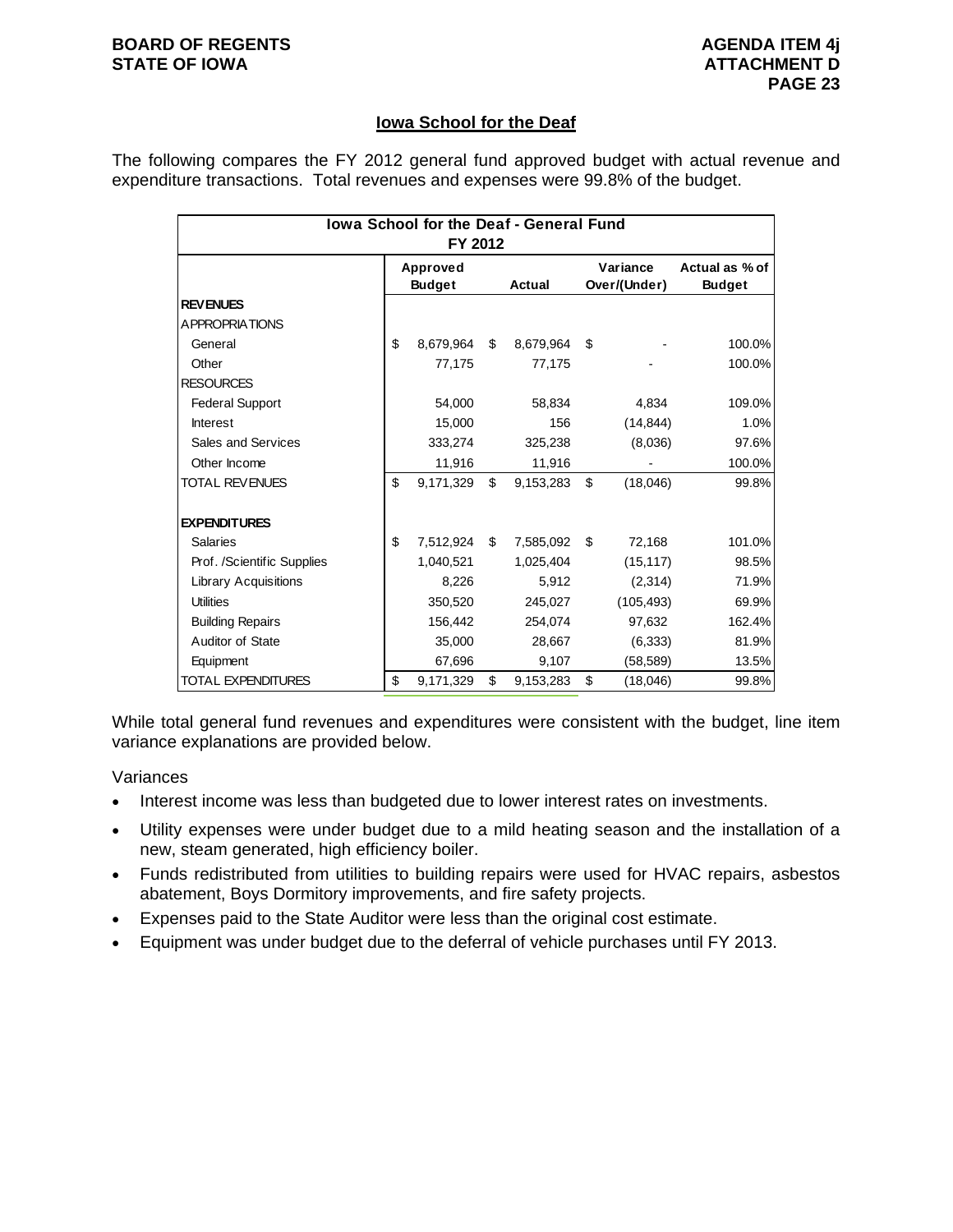## Iowa School for the Deaf

The following compares the FY 2012 general fund approved budget with actual revenue and expenditure transactions. Total revenues and expenses were 99.8% of the budget.

| Iowa School for the Deaf - General Fund FY 2012 | Approved Budget | Actual | Variance Over/(Under) | Actual as % of Budget |
|---|---|---|---|---|
| **REVENUES** | | | | |
| APPROPRIATIONS | | | | |
| General | $ 8,679,964 | $ 8,679,964 | $ - | 100.0% |
| Other | 77,175 | 77,175 | - | 100.0% |
| RESOURCES | | | | |
| Federal Support | 54,000 | 58,834 | 4,834 | 109.0% |
| Interest | 15,000 | 156 | (14,844) | 1.0% |
| Sales and Services | 333,274 | 325,238 | (8,036) | 97.6% |
| Other Income | 11,916 | 11,916 | - | 100.0% |
| TOTAL REVENUES | $ 9,171,329 | $ 9,153,283 | $ (18,046) | 99.8% |
| | | | | |
| **EXPENDITURES** | | | | |
| Salaries | $ 7,512,924 | $ 7,585,092 | $ 72,168 | 101.0% |
| Prof. /Scientific Supplies | 1,040,521 | 1,025,404 | (15,117) | 98.5% |
| Library Acquisitions | 8,226 | 5,912 | (2,314) | 71.9% |
| Utilities | 350,520 | 245,027 | (105,493) | 69.9% |
| Building Repairs | 156,442 | 254,074 | 97,632 | 162.4% |
| Auditor of State | 35,000 | 28,667 | (6,333) | 81.9% |
| Equipment | 67,696 | 9,107 | (58,589) | 13.5% |
| TOTAL EXPENDITURES | $ 9,171,329 | $ 9,153,283 | $ (18,046) | 99.8% |

While total general fund revenues and expenditures were consistent with the budget, line item variance explanations are provided below.

Variances

- Interest income was less than budgeted due to lower interest rates on investments.
- Utility expenses were under budget due to a mild heating season and the installation of a new, steam generated, high efficiency boiler.
- Funds redistributed from utilities to building repairs were used for HVAC repairs, asbestos abatement, Boys Dormitory improvements, and fire safety projects.
- Expenses paid to the State Auditor were less than the original cost estimate.
- Equipment was under budget due to the deferral of vehicle purchases until FY 2013.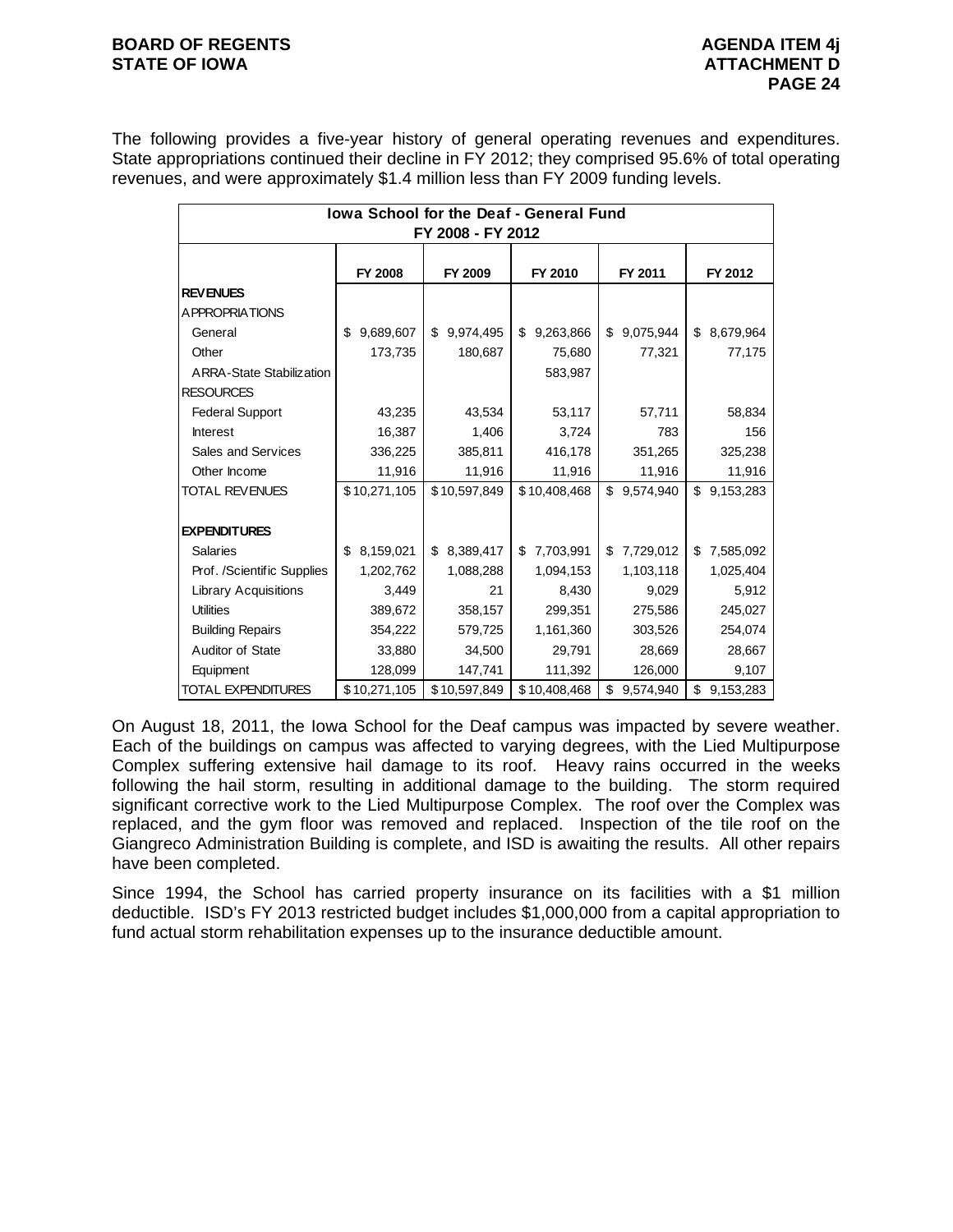The following provides a five-year history of general operating revenues and expenditures. State appropriations continued their decline in FY 2012; they comprised 95.6% of total operating revenues, and were approximately $1.4 million less than FY 2009 funding levels.

| Iowa School for the Deaf - General Fund FY 2008 - FY 2012 | | | | | |
|---|---|---|---|---|---|
| | FY 2008 | FY 2009 | FY 2010 | FY 2011 | FY 2012 |
| **REVENUES** | | | | | |
| APPROPRIATIONS | | | | | |
| General | $ 9,689,607 | $ 9,974,495 | $ 9,263,866 | $ 9,075,944 | $ 8,679,964 |
| Other | 173,735 | 180,687 | 75,680 | 77,321 | 77,175 |
| ARRA-State Stabilization | | | 583,987 | | |
| RESOURCES | | | | | |
| Federal Support | 43,235 | 43,534 | 53,117 | 57,711 | 58,834 |
| Interest | 16,387 | 1,406 | 3,724 | 783 | 156 |
| Sales and Services | 336,225 | 385,811 | 416,178 | 351,265 | 325,238 |
| Other Income | 11,916 | 11,916 | 11,916 | 11,916 | 11,916 |
| TOTAL REVENUES | $10,271,105 | $10,597,849 | $10,408,468 | $ 9,574,940 | $ 9,153,283 |
| | | | | | |
| **EXPENDITURES** | | | | | |
| Salaries | $ 8,159,021 | $ 8,389,417 | $ 7,703,991 | $ 7,729,012 | $ 7,585,092 |
| Prof. /Scientific Supplies | 1,202,762 | 1,088,288 | 1,094,153 | 1,103,118 | 1,025,404 |
| Library Acquisitions | 3,449 | 21 | 8,430 | 9,029 | 5,912 |
| Utilities | 389,672 | 358,157 | 299,351 | 275,586 | 245,027 |
| Building Repairs | 354,222 | 579,725 | 1,161,360 | 303,526 | 254,074 |
| Auditor of State | 33,880 | 34,500 | 29,791 | 28,669 | 28,667 |
| Equipment | 128,099 | 147,741 | 111,392 | 126,000 | 9,107 |
| TOTAL EXPENDITURES | $10,271,105 | $10,597,849 | $10,408,468 | $ 9,574,940 | $ 9,153,283 |

On August 18, 2011, the Iowa School for the Deaf campus was impacted by severe weather. Each of the buildings on campus was affected to varying degrees, with the Lied Multipurpose Complex suffering extensive hail damage to its roof. Heavy rains occurred in the weeks following the hail storm, resulting in additional damage to the building. The storm required significant corrective work to the Lied Multipurpose Complex. The roof over the Complex was replaced, and the gym floor was removed and replaced. Inspection of the tile roof on the Giangreco Administration Building is complete, and ISD is awaiting the results. All other repairs have been completed.

Since 1994, the School has carried property insurance on its facilities with a $1 million deductible. ISD's FY 2013 restricted budget includes $1,000,000 from a capital appropriation to fund actual storm rehabilitation expenses up to the insurance deductible amount.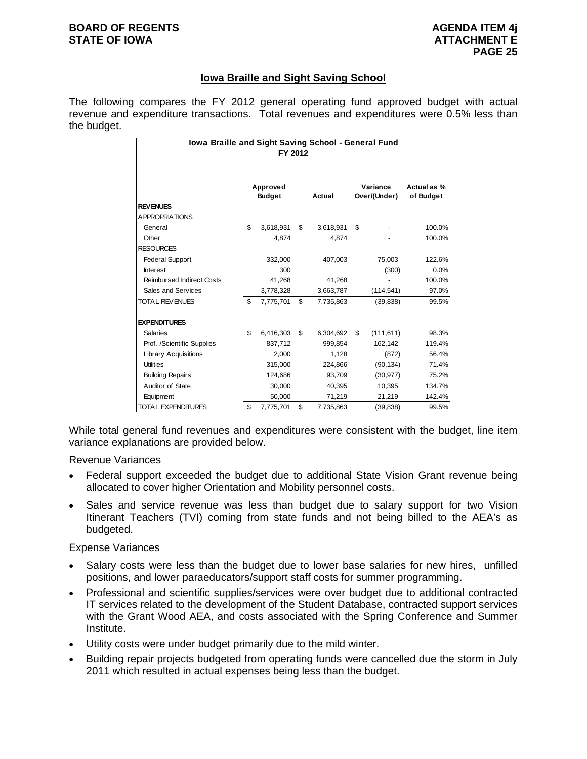## Iowa Braille and Sight Saving School

The following compares the FY 2012 general operating fund approved budget with actual revenue and expenditure transactions. Total revenues and expenditures were 0.5% less than the budget.

| Iowa Braille and Sight Saving School - General Fund FY 2012 | | | | |
|---|---|---|---|---|
| | Approved Budget | Actual | Variance Over/(Under) | Actual as % of Budget |
| **REVENUES** | | | | |
| APPROPRIATIONS | | | | |
| General | $ 3,618,931 | $ 3,618,931 | $ - | 100.0% |
| Other | 4,874 | 4,874 | - | 100.0% |
| RESOURCES | | | | |
| Federal Support | 332,000 | 407,003 | 75,003 | 122.6% |
| Interest | 300 | | (300) | 0.0% |
| Reimbursed Indirect Costs | 41,268 | 41,268 | - | 100.0% |
| Sales and Services | 3,778,328 | 3,663,787 | (114,541) | 97.0% |
| TOTAL REVENUES | $ 7,775,701 | $ 7,735,863 | (39,838) | 99.5% |
| | | | | |
| **EXPENDITURES** | | | | |
| Salaries | $ 6,416,303 | $ 6,304,692 | $ (111,611) | 98.3% |
| Prof. /Scientific Supplies | 837,712 | 999,854 | 162,142 | 119.4% |
| Library Acquisitions | 2,000 | 1,128 | (872) | 56.4% |
| Utilities | 315,000 | 224,866 | (90,134) | 71.4% |
| Building Repairs | 124,686 | 93,709 | (30,977) | 75.2% |
| Auditor of State | 30,000 | 40,395 | 10,395 | 134.7% |
| Equipment | 50,000 | 71,219 | 21,219 | 142.4% |
| TOTAL EXPENDITURES | $ 7,775,701 | $ 7,735,863 | (39,838) | 99.5% |

While total general fund revenues and expenditures were consistent with the budget, line item variance explanations are provided below.

Revenue Variances

- Federal support exceeded the budget due to additional State Vision Grant revenue being allocated to cover higher Orientation and Mobility personnel costs.
- Sales and service revenue was less than budget due to salary support for two Vision Itinerant Teachers (TVI) coming from state funds and not being billed to the AEA's as budgeted.

Expense Variances

- Salary costs were less than the budget due to lower base salaries for new hires, unfilled positions, and lower paraeducators/support staff costs for summer programming.
- Professional and scientific supplies/services were over budget due to additional contracted IT services related to the development of the Student Database, contracted support services with the Grant Wood AEA, and costs associated with the Spring Conference and Summer Institute.
- Utility costs were under budget primarily due to the mild winter.
- Building repair projects budgeted from operating funds were cancelled due the storm in July 2011 which resulted in actual expenses being less than the budget.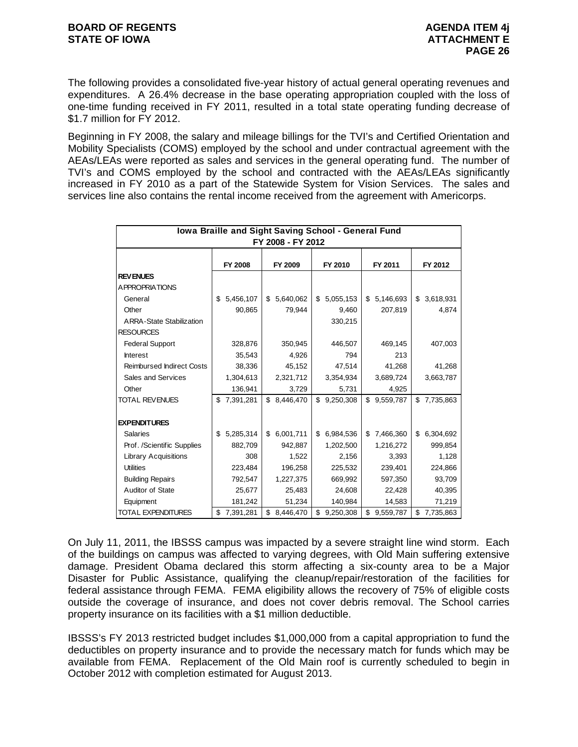The following provides a consolidated five-year history of actual general operating revenues and expenditures. A 26.4% decrease in the base operating appropriation coupled with the loss of one-time funding received in FY 2011, resulted in a total state operating funding decrease of $1.7 million for FY 2012.

Beginning in FY 2008, the salary and mileage billings for the TVI's and Certified Orientation and Mobility Specialists (COMS) employed by the school and under contractual agreement with the AEAs/LEAs were reported as sales and services in the general operating fund. The number of TVI's and COMS employed by the school and contracted with the AEAs/LEAs significantly increased in FY 2010 as a part of the Statewide System for Vision Services. The sales and services line also contains the rental income received from the agreement with Americorps.

| Iowa Braille and Sight Saving School - General Fund FY 2008 - FY 2012 | | | | | |
|---|---|---|---|---|---|
| | FY 2008 | FY 2009 | FY 2010 | FY 2011 | FY 2012 |
| **REVENUES** | | | | | |
| APPROPRIATIONS | | | | | |
| General | $ 5,456,107 | $ 5,640,062 | $ 5,055,153 | $ 5,146,693 | $ 3,618,931 |
| Other | 90,865 | 79,944 | 9,460 | 207,819 | 4,874 |
| ARRA-State Stabilization | | | 330,215 | | |
| RESOURCES | | | | | |
| Federal Support | 328,876 | 350,945 | 446,507 | 469,145 | 407,003 |
| Interest | 35,543 | 4,926 | 794 | 213 | |
| Reimbursed Indirect Costs | 38,336 | 45,152 | 47,514 | 41,268 | 41,268 |
| Sales and Services | 1,304,613 | 2,321,712 | 3,354,934 | 3,689,724 | 3,663,787 |
| Other | 136,941 | 3,729 | 5,731 | 4,925 | |
| TOTAL REVENUES | $ 7,391,281 | $ 8,446,470 | $ 9,250,308 | $ 9,559,787 | $ 7,735,863 |
| | | | | | |
| **EXPENDITURES** | | | | | |
| Salaries | $ 5,285,314 | $ 6,001,711 | $ 6,984,536 | $ 7,466,360 | $ 6,304,692 |
| Prof. /Scientific Supplies | 882,709 | 942,887 | 1,202,500 | 1,216,272 | 999,854 |
| Library Acquisitions | 308 | 1,522 | 2,156 | 3,393 | 1,128 |
| Utilities | 223,484 | 196,258 | 225,532 | 239,401 | 224,866 |
| Building Repairs | 792,547 | 1,227,375 | 669,992 | 597,350 | 93,709 |
| Auditor of State | 25,677 | 25,483 | 24,608 | 22,428 | 40,395 |
| Equipment | 181,242 | 51,234 | 140,984 | 14,583 | 71,219 |
| TOTAL EXPENDITURES | $ 7,391,281 | $ 8,446,470 | $ 9,250,308 | $ 9,559,787 | $ 7,735,863 |

On July 11, 2011, the IBSSS campus was impacted by a severe straight line wind storm. Each of the buildings on campus was affected to varying degrees, with Old Main suffering extensive damage. President Obama declared this storm affecting a six-county area to be a Major Disaster for Public Assistance, qualifying the cleanup/repair/restoration of the facilities for federal assistance through FEMA. FEMA eligibility allows the recovery of 75% of eligible costs outside the coverage of insurance, and does not cover debris removal. The School carries property insurance on its facilities with a $1 million deductible.

IBSSS's FY 2013 restricted budget includes $1,000,000 from a capital appropriation to fund the deductibles on property insurance and to provide the necessary match for funds which may be available from FEMA. Replacement of the Old Main roof is currently scheduled to begin in October 2012 with completion estimated for August 2013.